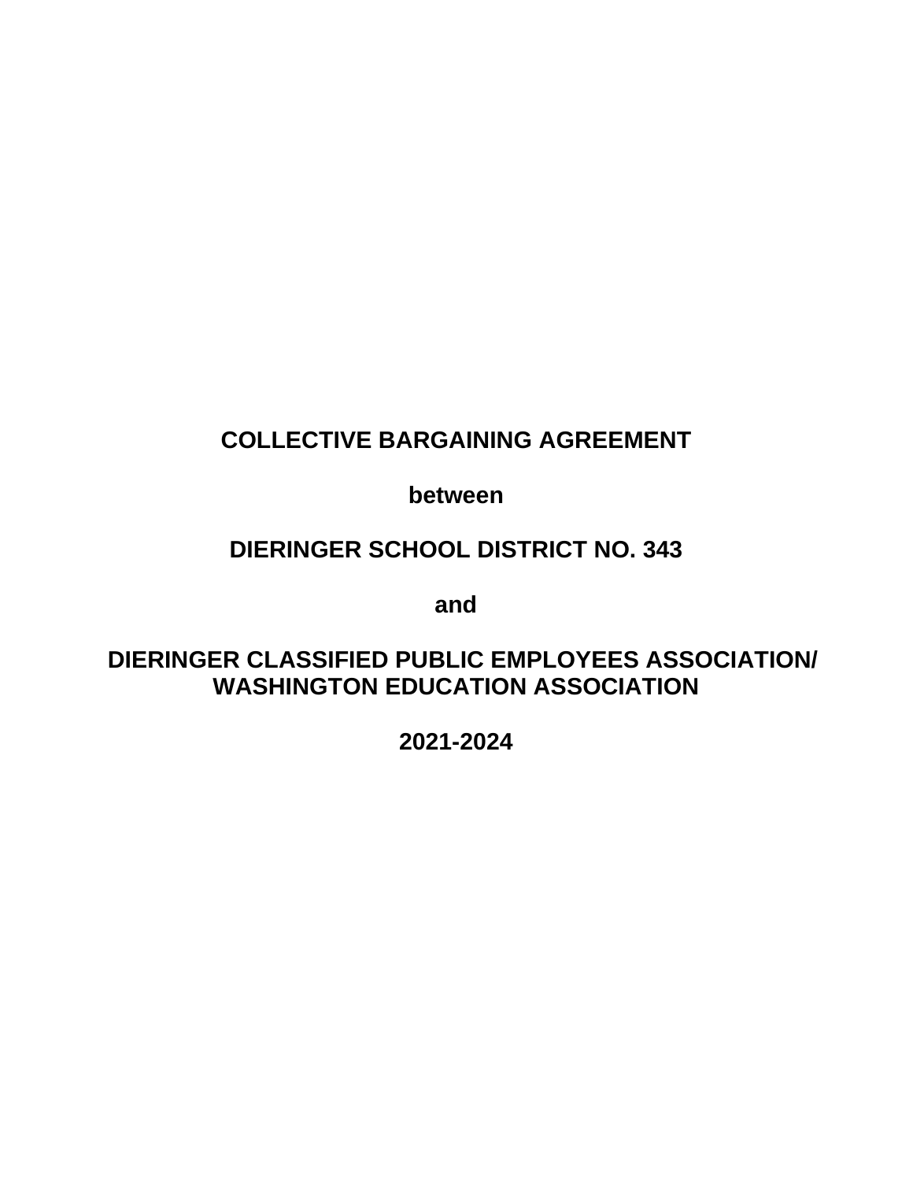# COLLECTIVE BARGAINING AGREEMENT

**between**

**DIERINGER SCHOOL DISTRICT NO. 343**

**and**

**DIERINGER CLASSIFIED PUBLIC EMPLOYEES ASSOCIATION/ WASHINGTON EDUCATION ASSOCIATION**

**2021-2024**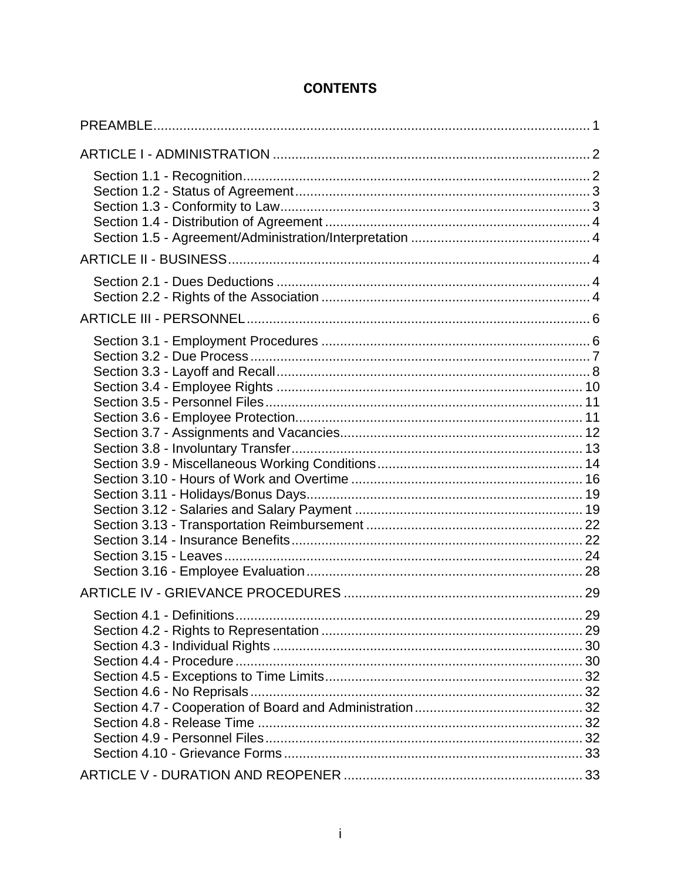# CONTENTS

PREAMBLE..................................................................................................................... 1

ARTICLE I - ADMINISTRATION ..................................................................................... 2

- Section 1.1 - Recognition............................................................................................ 2
- Section 1.2 - Status of Agreement.............................................................................. 3
- Section 1.3 - Conformity to Law.................................................................................. 3
- Section 1.4 - Distribution of Agreement ...................................................................... 4
- Section 1.5 - Agreement/Administration/Interpretation ................................................ 4

ARTICLE II - BUSINESS................................................................................................. 4

- Section 2.1 - Dues Deductions ................................................................................... 4
- Section 2.2 - Rights of the Association ....................................................................... 4

ARTICLE III - PERSONNEL............................................................................................ 6

- Section 3.1 - Employment Procedures ....................................................................... 6
- Section 3.2 - Due Process.......................................................................................... 7
- Section 3.3 - Layoff and Recall................................................................................... 8
- Section 3.4 - Employee Rights ................................................................................. 10
- Section 3.5 - Personnel Files.................................................................................... 11
- Section 3.6 - Employee Protection............................................................................ 11
- Section 3.7 - Assignments and Vacancies................................................................ 12
- Section 3.8 - Involuntary Transfer............................................................................. 13
- Section 3.9 - Miscellaneous Working Conditions....................................................... 14
- Section 3.10 - Hours of Work and Overtime ............................................................. 16
- Section 3.11 - Holidays/Bonus Days......................................................................... 19
- Section 3.12 - Salaries and Salary Payment ............................................................ 19
- Section 3.13 - Transportation Reimbursement ......................................................... 22
- Section 3.14 - Insurance Benefits............................................................................. 22
- Section 3.15 - Leaves............................................................................................... 24
- Section 3.16 - Employee Evaluation......................................................................... 28

ARTICLE IV - GRIEVANCE PROCEDURES ............................................................... 29

- Section 4.1 - Definitions............................................................................................ 29
- Section 4.2 - Rights to Representation ..................................................................... 29
- Section 4.3 - Individual Rights .................................................................................. 30
- Section 4.4 - Procedure ............................................................................................ 30
- Section 4.5 - Exceptions to Time Limits.................................................................... 32
- Section 4.6 - No Reprisals........................................................................................ 32
- Section 4.7 - Cooperation of Board and Administration............................................ 32
- Section 4.8 - Release Time ...................................................................................... 32
- Section 4.9 - Personnel Files.................................................................................... 32
- Section 4.10 - Grievance Forms ............................................................................... 33

ARTICLE V - DURATION AND REOPENER ............................................................... 33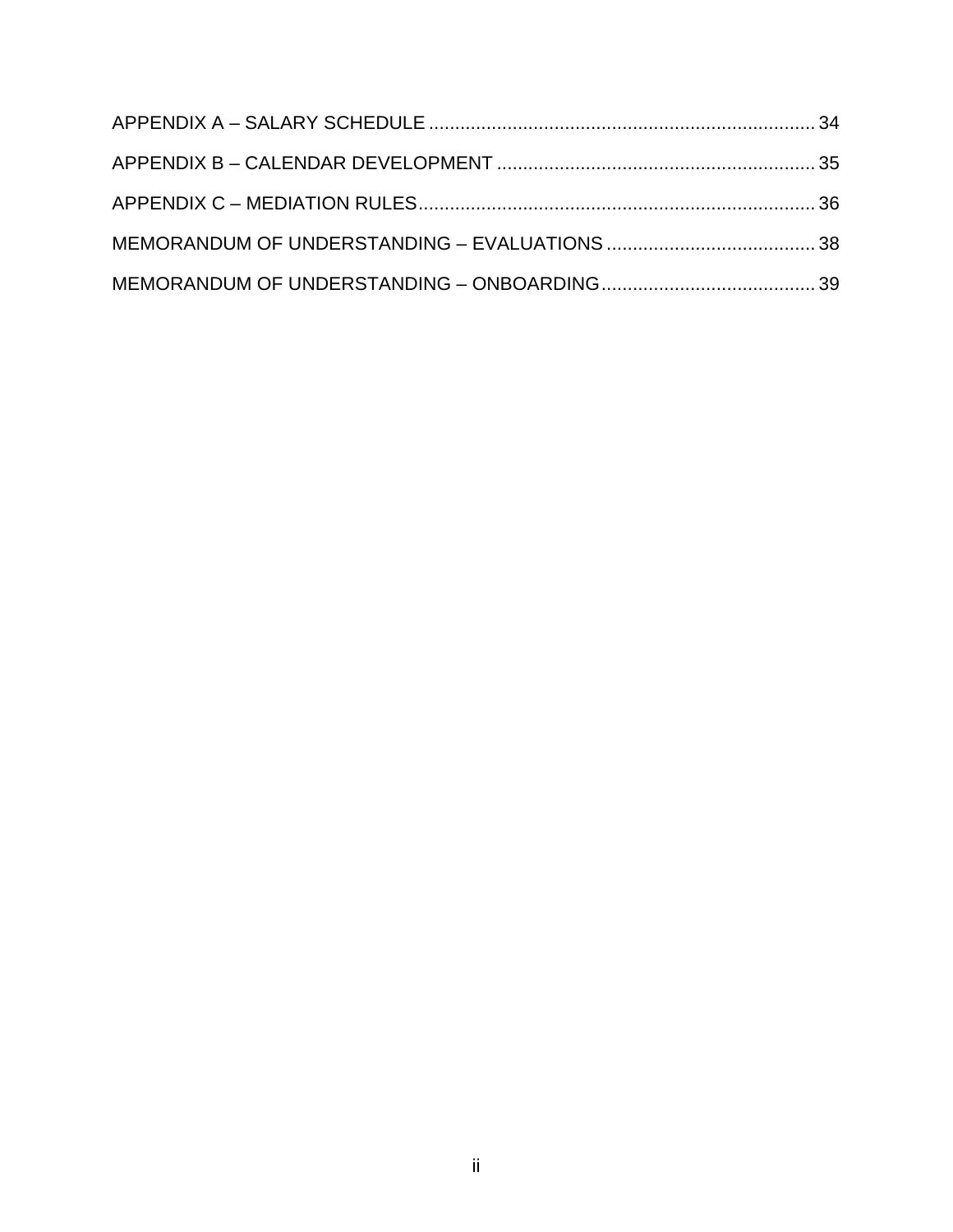APPENDIX A – SALARY SCHEDULE ........................................................................ 34

APPENDIX B – CALENDAR DEVELOPMENT ............................................................ 35

APPENDIX C – MEDIATION RULES.......................................................................... 36

MEMORANDUM OF UNDERSTANDING – EVALUATIONS ........................................ 38

MEMORANDUM OF UNDERSTANDING – ONBOARDING......................................... 39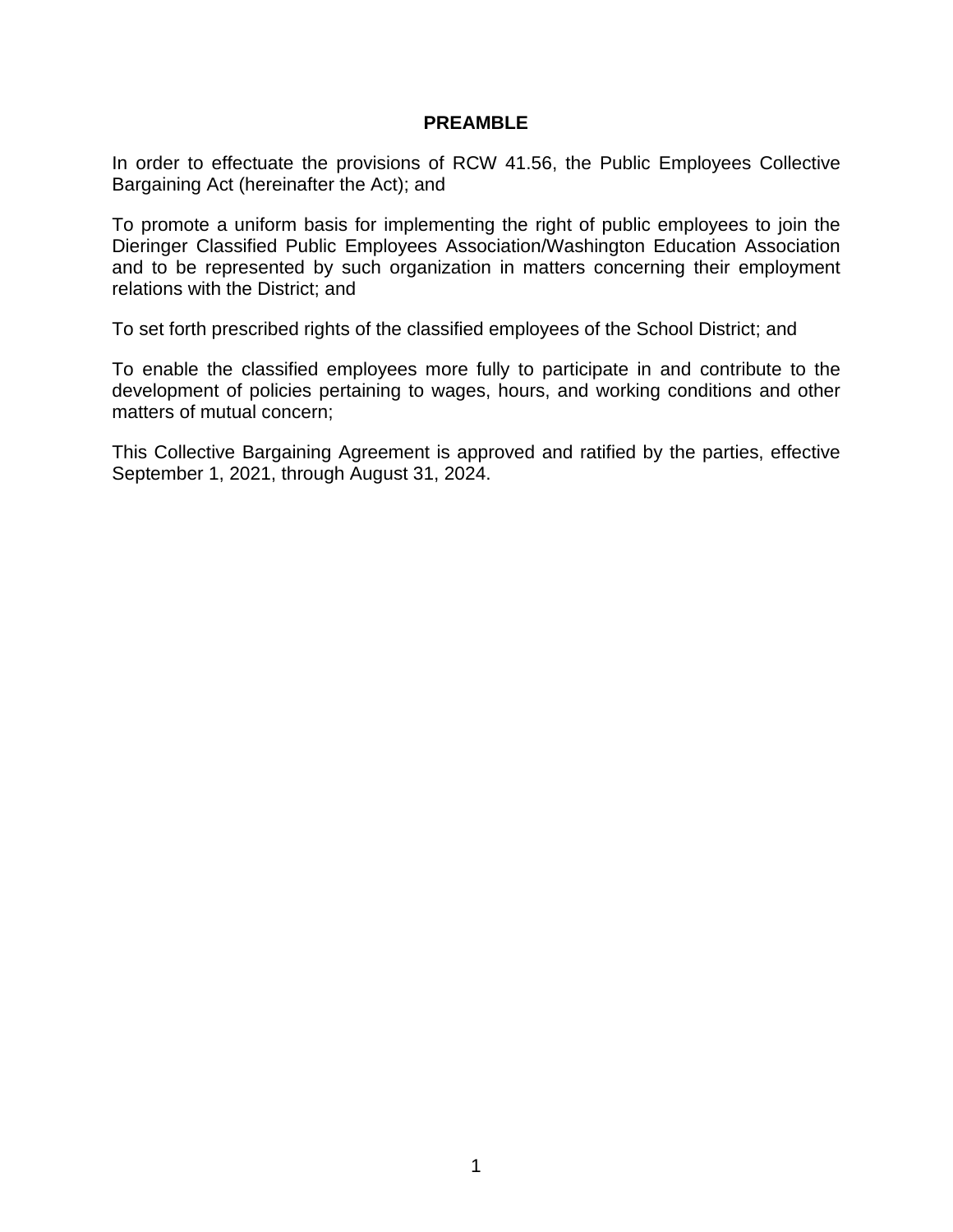# PREAMBLE

In order to effectuate the provisions of RCW 41.56, the Public Employees Collective Bargaining Act (hereinafter the Act); and

To promote a uniform basis for implementing the right of public employees to join the Dieringer Classified Public Employees Association/Washington Education Association and to be represented by such organization in matters concerning their employment relations with the District; and

To set forth prescribed rights of the classified employees of the School District; and

To enable the classified employees more fully to participate in and contribute to the development of policies pertaining to wages, hours, and working conditions and other matters of mutual concern;

This Collective Bargaining Agreement is approved and ratified by the parties, effective September 1, 2021, through August 31, 2024.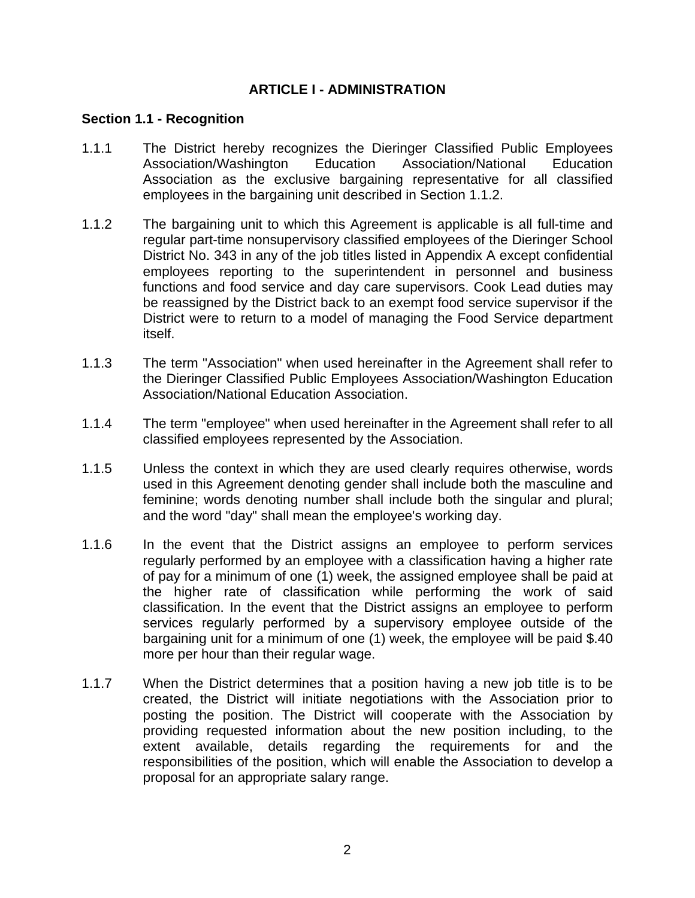# ARTICLE I - ADMINISTRATION

## Section 1.1 - Recognition

1.1.1 The District hereby recognizes the Dieringer Classified Public Employees Association/Washington Education Association/National Education Association as the exclusive bargaining representative for all classified employees in the bargaining unit described in Section 1.1.2.

1.1.2 The bargaining unit to which this Agreement is applicable is all full-time and regular part-time nonsupervisory classified employees of the Dieringer School District No. 343 in any of the job titles listed in Appendix A except confidential employees reporting to the superintendent in personnel and business functions and food service and day care supervisors. Cook Lead duties may be reassigned by the District back to an exempt food service supervisor if the District were to return to a model of managing the Food Service department itself.

1.1.3 The term "Association" when used hereinafter in the Agreement shall refer to the Dieringer Classified Public Employees Association/Washington Education Association/National Education Association.

1.1.4 The term "employee" when used hereinafter in the Agreement shall refer to all classified employees represented by the Association.

1.1.5 Unless the context in which they are used clearly requires otherwise, words used in this Agreement denoting gender shall include both the masculine and feminine; words denoting number shall include both the singular and plural; and the word "day" shall mean the employee's working day.

1.1.6 In the event that the District assigns an employee to perform services regularly performed by an employee with a classification having a higher rate of pay for a minimum of one (1) week, the assigned employee shall be paid at the higher rate of classification while performing the work of said classification. In the event that the District assigns an employee to perform services regularly performed by a supervisory employee outside of the bargaining unit for a minimum of one (1) week, the employee will be paid $.40 more per hour than their regular wage.

1.1.7 When the District determines that a position having a new job title is to be created, the District will initiate negotiations with the Association prior to posting the position. The District will cooperate with the Association by providing requested information about the new position including, to the extent available, details regarding the requirements for and the responsibilities of the position, which will enable the Association to develop a proposal for an appropriate salary range.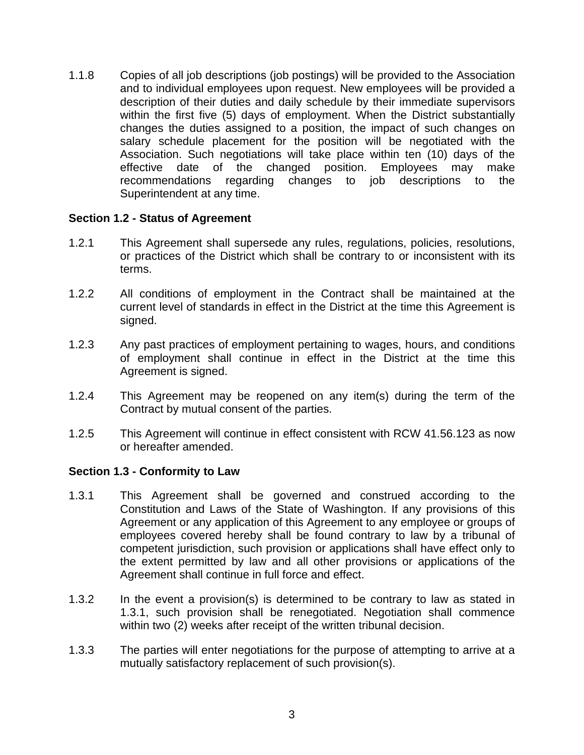1.1.8 Copies of all job descriptions (job postings) will be provided to the Association and to individual employees upon request. New employees will be provided a description of their duties and daily schedule by their immediate supervisors within the first five (5) days of employment. When the District substantially changes the duties assigned to a position, the impact of such changes on salary schedule placement for the position will be negotiated with the Association. Such negotiations will take place within ten (10) days of the effective date of the changed position. Employees may make recommendations regarding changes to job descriptions to the Superintendent at any time.

**Section 1.2 - Status of Agreement**

1.2.1 This Agreement shall supersede any rules, regulations, policies, resolutions, or practices of the District which shall be contrary to or inconsistent with its terms.

1.2.2 All conditions of employment in the Contract shall be maintained at the current level of standards in effect in the District at the time this Agreement is signed.

1.2.3 Any past practices of employment pertaining to wages, hours, and conditions of employment shall continue in effect in the District at the time this Agreement is signed.

1.2.4 This Agreement may be reopened on any item(s) during the term of the Contract by mutual consent of the parties.

1.2.5 This Agreement will continue in effect consistent with RCW 41.56.123 as now or hereafter amended.

**Section 1.3 - Conformity to Law**

1.3.1 This Agreement shall be governed and construed according to the Constitution and Laws of the State of Washington. If any provisions of this Agreement or any application of this Agreement to any employee or groups of employees covered hereby shall be found contrary to law by a tribunal of competent jurisdiction, such provision or applications shall have effect only to the extent permitted by law and all other provisions or applications of the Agreement shall continue in full force and effect.

1.3.2 In the event a provision(s) is determined to be contrary to law as stated in 1.3.1, such provision shall be renegotiated. Negotiation shall commence within two (2) weeks after receipt of the written tribunal decision.

1.3.3 The parties will enter negotiations for the purpose of attempting to arrive at a mutually satisfactory replacement of such provision(s).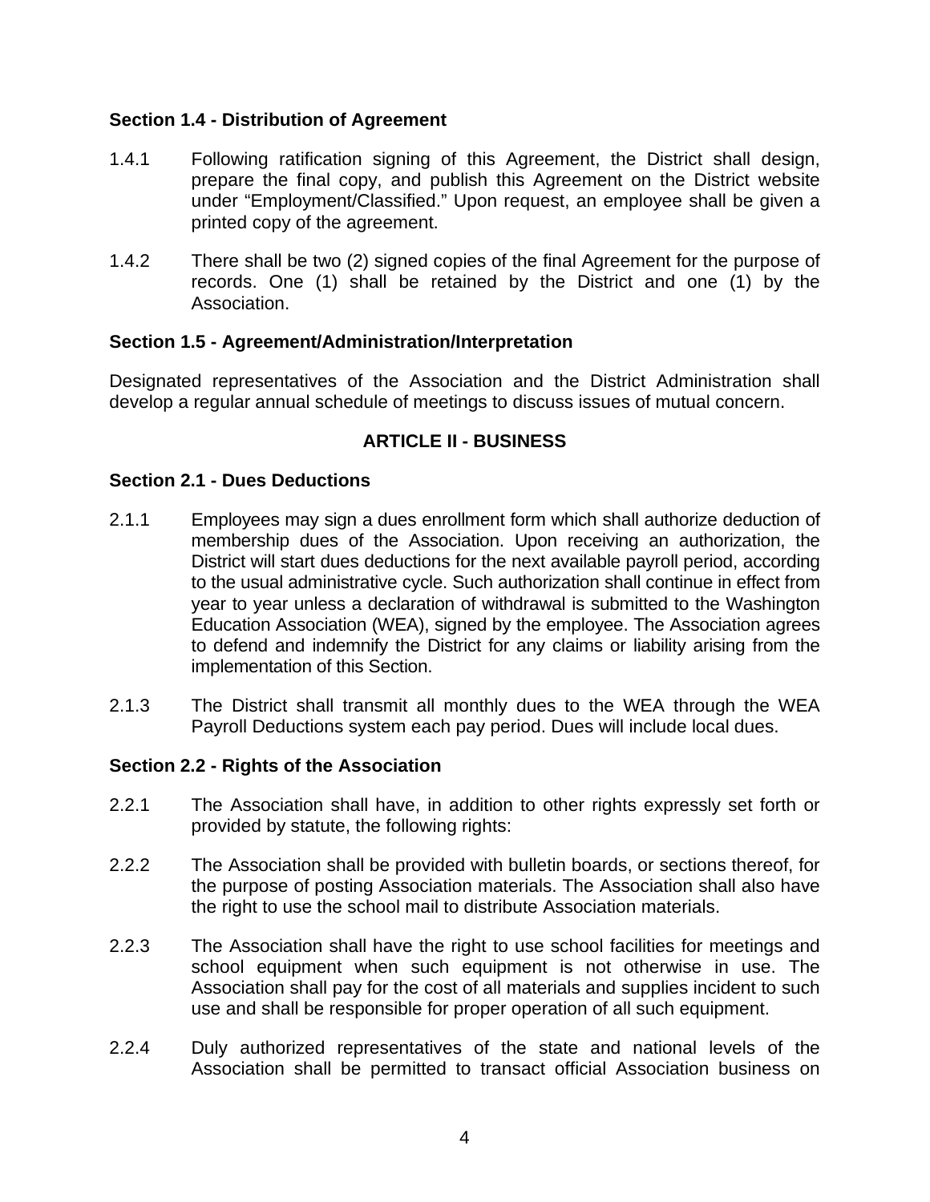### Section 1.4 - Distribution of Agreement

1.4.1 Following ratification signing of this Agreement, the District shall design, prepare the final copy, and publish this Agreement on the District website under "Employment/Classified." Upon request, an employee shall be given a printed copy of the agreement.

1.4.2 There shall be two (2) signed copies of the final Agreement for the purpose of records. One (1) shall be retained by the District and one (1) by the Association.

### Section 1.5 - Agreement/Administration/Interpretation

Designated representatives of the Association and the District Administration shall develop a regular annual schedule of meetings to discuss issues of mutual concern.

## ARTICLE II - BUSINESS

### Section 2.1 - Dues Deductions

2.1.1 Employees may sign a dues enrollment form which shall authorize deduction of membership dues of the Association. Upon receiving an authorization, the District will start dues deductions for the next available payroll period, according to the usual administrative cycle. Such authorization shall continue in effect from year to year unless a declaration of withdrawal is submitted to the Washington Education Association (WEA), signed by the employee. The Association agrees to defend and indemnify the District for any claims or liability arising from the implementation of this Section.

2.1.3 The District shall transmit all monthly dues to the WEA through the WEA Payroll Deductions system each pay period. Dues will include local dues.

### Section 2.2 - Rights of the Association

2.2.1 The Association shall have, in addition to other rights expressly set forth or provided by statute, the following rights:

2.2.2 The Association shall be provided with bulletin boards, or sections thereof, for the purpose of posting Association materials. The Association shall also have the right to use the school mail to distribute Association materials.

2.2.3 The Association shall have the right to use school facilities for meetings and school equipment when such equipment is not otherwise in use. The Association shall pay for the cost of all materials and supplies incident to such use and shall be responsible for proper operation of all such equipment.

2.2.4 Duly authorized representatives of the state and national levels of the Association shall be permitted to transact official Association business on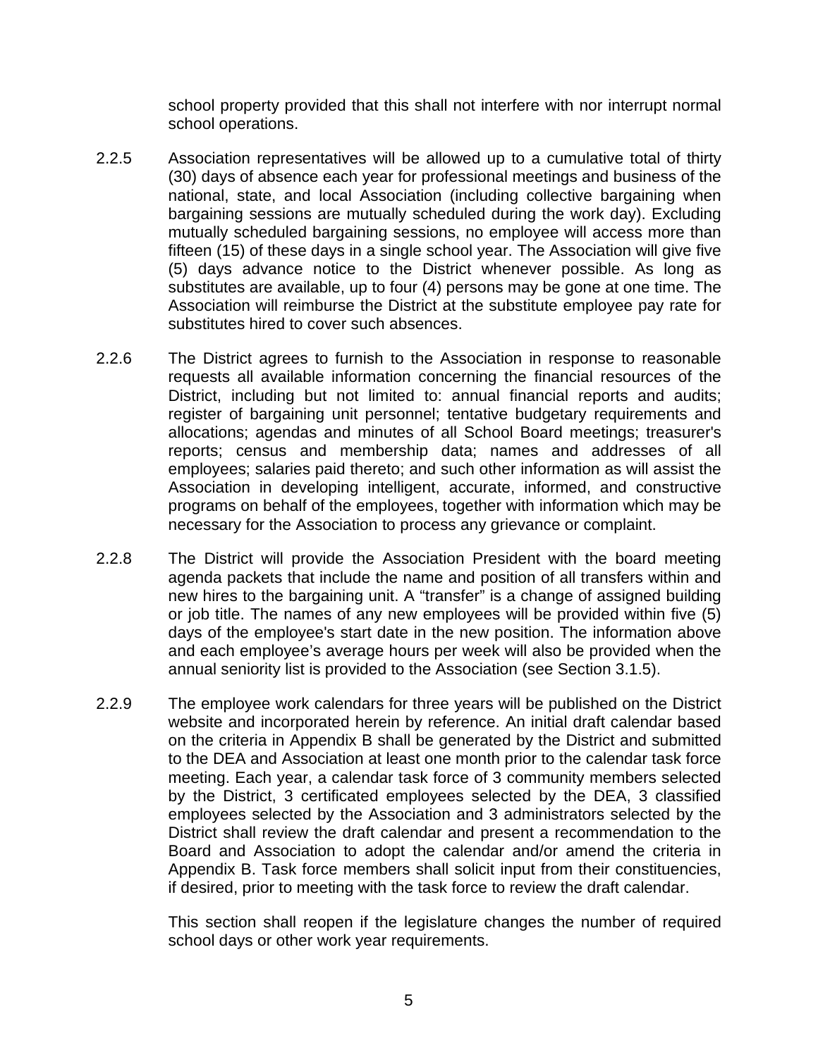school property provided that this shall not interfere with nor interrupt normal school operations.

2.2.5 Association representatives will be allowed up to a cumulative total of thirty (30) days of absence each year for professional meetings and business of the national, state, and local Association (including collective bargaining when bargaining sessions are mutually scheduled during the work day). Excluding mutually scheduled bargaining sessions, no employee will access more than fifteen (15) of these days in a single school year. The Association will give five (5) days advance notice to the District whenever possible. As long as substitutes are available, up to four (4) persons may be gone at one time. The Association will reimburse the District at the substitute employee pay rate for substitutes hired to cover such absences.

2.2.6 The District agrees to furnish to the Association in response to reasonable requests all available information concerning the financial resources of the District, including but not limited to: annual financial reports and audits; register of bargaining unit personnel; tentative budgetary requirements and allocations; agendas and minutes of all School Board meetings; treasurer's reports; census and membership data; names and addresses of all employees; salaries paid thereto; and such other information as will assist the Association in developing intelligent, accurate, informed, and constructive programs on behalf of the employees, together with information which may be necessary for the Association to process any grievance or complaint.

2.2.8 The District will provide the Association President with the board meeting agenda packets that include the name and position of all transfers within and new hires to the bargaining unit. A "transfer" is a change of assigned building or job title. The names of any new employees will be provided within five (5) days of the employee's start date in the new position. The information above and each employee's average hours per week will also be provided when the annual seniority list is provided to the Association (see Section 3.1.5).

2.2.9 The employee work calendars for three years will be published on the District website and incorporated herein by reference. An initial draft calendar based on the criteria in Appendix B shall be generated by the District and submitted to the DEA and Association at least one month prior to the calendar task force meeting. Each year, a calendar task force of 3 community members selected by the District, 3 certificated employees selected by the DEA, 3 classified employees selected by the Association and 3 administrators selected by the District shall review the draft calendar and present a recommendation to the Board and Association to adopt the calendar and/or amend the criteria in Appendix B. Task force members shall solicit input from their constituencies, if desired, prior to meeting with the task force to review the draft calendar.

This section shall reopen if the legislature changes the number of required school days or other work year requirements.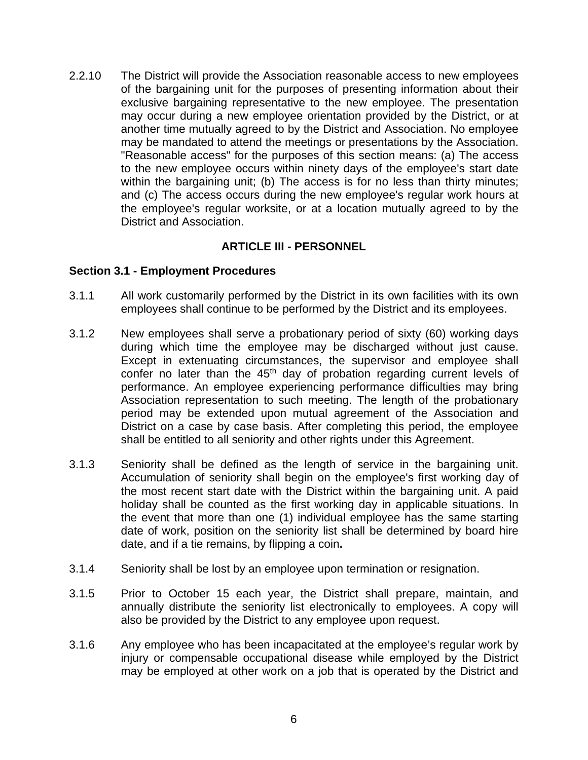2.2.10 The District will provide the Association reasonable access to new employees of the bargaining unit for the purposes of presenting information about their exclusive bargaining representative to the new employee. The presentation may occur during a new employee orientation provided by the District, or at another time mutually agreed to by the District and Association. No employee may be mandated to attend the meetings or presentations by the Association. "Reasonable access" for the purposes of this section means: (a) The access to the new employee occurs within ninety days of the employee's start date within the bargaining unit; (b) The access is for no less than thirty minutes; and (c) The access occurs during the new employee's regular work hours at the employee's regular worksite, or at a location mutually agreed to by the District and Association.

## ARTICLE III - PERSONNEL

### Section 3.1 - Employment Procedures

3.1.1 All work customarily performed by the District in its own facilities with its own employees shall continue to be performed by the District and its employees.

3.1.2 New employees shall serve a probationary period of sixty (60) working days during which time the employee may be discharged without just cause. Except in extenuating circumstances, the supervisor and employee shall confer no later than the 45th day of probation regarding current levels of performance. An employee experiencing performance difficulties may bring Association representation to such meeting. The length of the probationary period may be extended upon mutual agreement of the Association and District on a case by case basis. After completing this period, the employee shall be entitled to all seniority and other rights under this Agreement.

3.1.3 Seniority shall be defined as the length of service in the bargaining unit. Accumulation of seniority shall begin on the employee's first working day of the most recent start date with the District within the bargaining unit. A paid holiday shall be counted as the first working day in applicable situations. In the event that more than one (1) individual employee has the same starting date of work, position on the seniority list shall be determined by board hire date, and if a tie remains, by flipping a coin**.**

3.1.4 Seniority shall be lost by an employee upon termination or resignation.

3.1.5 Prior to October 15 each year, the District shall prepare, maintain, and annually distribute the seniority list electronically to employees. A copy will also be provided by the District to any employee upon request.

3.1.6 Any employee who has been incapacitated at the employee's regular work by injury or compensable occupational disease while employed by the District may be employed at other work on a job that is operated by the District and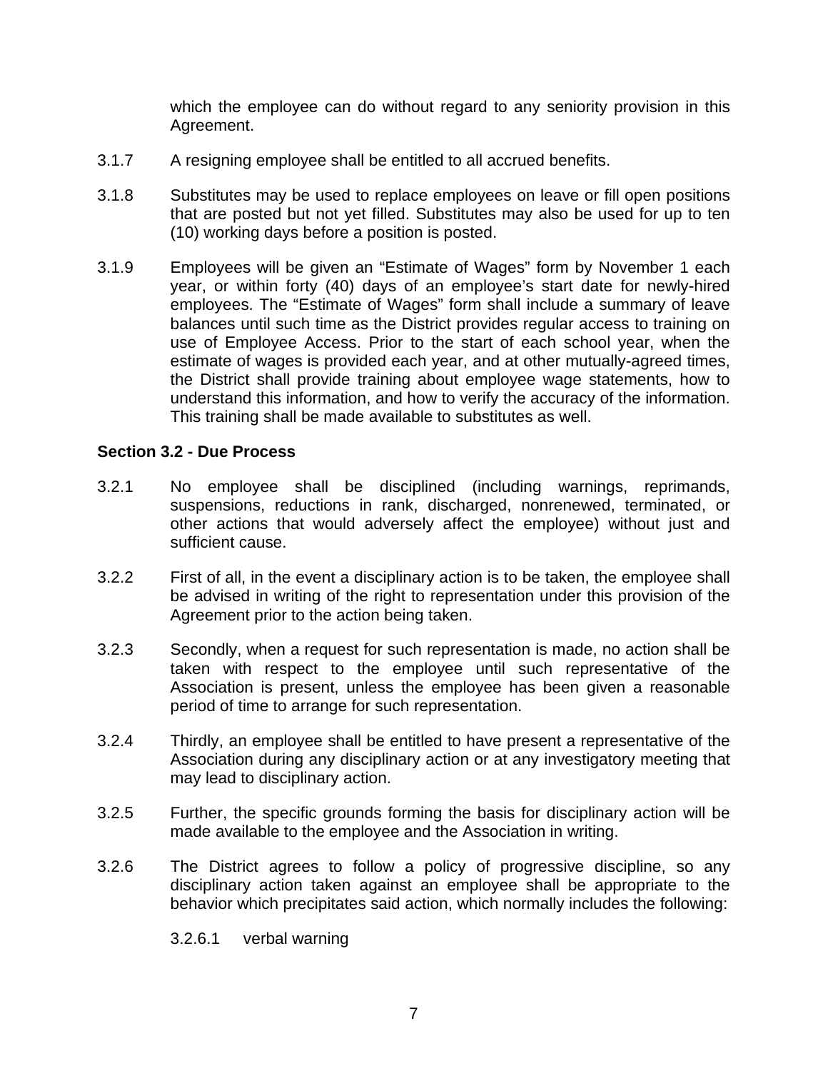which the employee can do without regard to any seniority provision in this Agreement.

3.1.7 A resigning employee shall be entitled to all accrued benefits.

3.1.8 Substitutes may be used to replace employees on leave or fill open positions that are posted but not yet filled. Substitutes may also be used for up to ten (10) working days before a position is posted.

3.1.9 Employees will be given an "Estimate of Wages" form by November 1 each year, or within forty (40) days of an employee's start date for newly-hired employees. The "Estimate of Wages" form shall include a summary of leave balances until such time as the District provides regular access to training on use of Employee Access. Prior to the start of each school year, when the estimate of wages is provided each year, and at other mutually-agreed times, the District shall provide training about employee wage statements, how to understand this information, and how to verify the accuracy of the information. This training shall be made available to substitutes as well.

**Section 3.2 - Due Process**

3.2.1 No employee shall be disciplined (including warnings, reprimands, suspensions, reductions in rank, discharged, nonrenewed, terminated, or other actions that would adversely affect the employee) without just and sufficient cause.

3.2.2 First of all, in the event a disciplinary action is to be taken, the employee shall be advised in writing of the right to representation under this provision of the Agreement prior to the action being taken.

3.2.3 Secondly, when a request for such representation is made, no action shall be taken with respect to the employee until such representative of the Association is present, unless the employee has been given a reasonable period of time to arrange for such representation.

3.2.4 Thirdly, an employee shall be entitled to have present a representative of the Association during any disciplinary action or at any investigatory meeting that may lead to disciplinary action.

3.2.5 Further, the specific grounds forming the basis for disciplinary action will be made available to the employee and the Association in writing.

3.2.6 The District agrees to follow a policy of progressive discipline, so any disciplinary action taken against an employee shall be appropriate to the behavior which precipitates said action, which normally includes the following:

3.2.6.1 verbal warning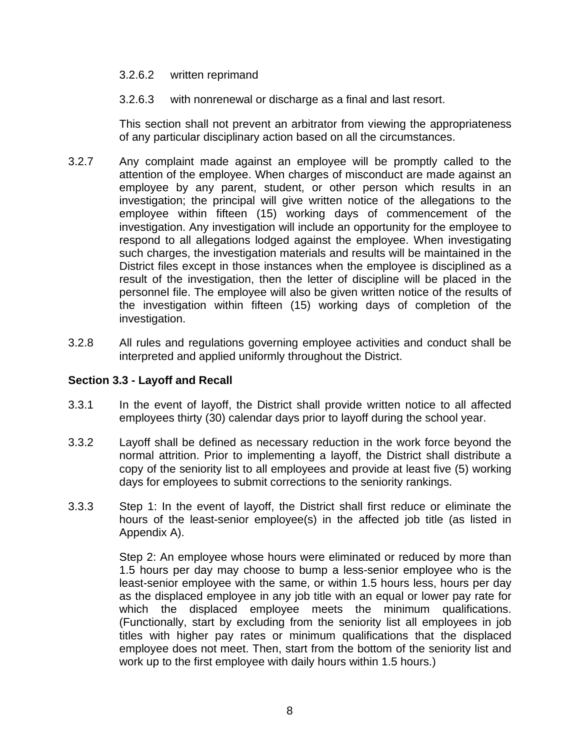3.2.6.2 written reprimand

3.2.6.3 with nonrenewal or discharge as a final and last resort.

This section shall not prevent an arbitrator from viewing the appropriateness of any particular disciplinary action based on all the circumstances.

3.2.7 Any complaint made against an employee will be promptly called to the attention of the employee. When charges of misconduct are made against an employee by any parent, student, or other person which results in an investigation; the principal will give written notice of the allegations to the employee within fifteen (15) working days of commencement of the investigation. Any investigation will include an opportunity for the employee to respond to all allegations lodged against the employee. When investigating such charges, the investigation materials and results will be maintained in the District files except in those instances when the employee is disciplined as a result of the investigation, then the letter of discipline will be placed in the personnel file. The employee will also be given written notice of the results of the investigation within fifteen (15) working days of completion of the investigation.

3.2.8 All rules and regulations governing employee activities and conduct shall be interpreted and applied uniformly throughout the District.

**Section 3.3 - Layoff and Recall**

3.3.1 In the event of layoff, the District shall provide written notice to all affected employees thirty (30) calendar days prior to layoff during the school year.

3.3.2 Layoff shall be defined as necessary reduction in the work force beyond the normal attrition. Prior to implementing a layoff, the District shall distribute a copy of the seniority list to all employees and provide at least five (5) working days for employees to submit corrections to the seniority rankings.

3.3.3 Step 1: In the event of layoff, the District shall first reduce or eliminate the hours of the least-senior employee(s) in the affected job title (as listed in Appendix A).

Step 2: An employee whose hours were eliminated or reduced by more than 1.5 hours per day may choose to bump a less-senior employee who is the least-senior employee with the same, or within 1.5 hours less, hours per day as the displaced employee in any job title with an equal or lower pay rate for which the displaced employee meets the minimum qualifications. (Functionally, start by excluding from the seniority list all employees in job titles with higher pay rates or minimum qualifications that the displaced employee does not meet. Then, start from the bottom of the seniority list and work up to the first employee with daily hours within 1.5 hours.)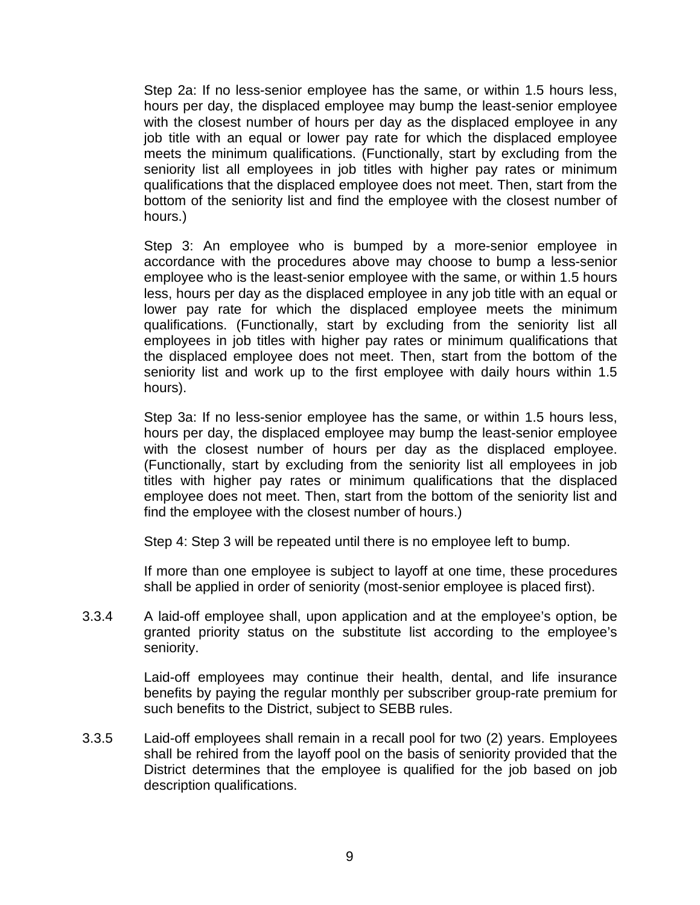Step 2a: If no less-senior employee has the same, or within 1.5 hours less, hours per day, the displaced employee may bump the least-senior employee with the closest number of hours per day as the displaced employee in any job title with an equal or lower pay rate for which the displaced employee meets the minimum qualifications. (Functionally, start by excluding from the seniority list all employees in job titles with higher pay rates or minimum qualifications that the displaced employee does not meet. Then, start from the bottom of the seniority list and find the employee with the closest number of hours.)

Step 3: An employee who is bumped by a more-senior employee in accordance with the procedures above may choose to bump a less-senior employee who is the least-senior employee with the same, or within 1.5 hours less, hours per day as the displaced employee in any job title with an equal or lower pay rate for which the displaced employee meets the minimum qualifications. (Functionally, start by excluding from the seniority list all employees in job titles with higher pay rates or minimum qualifications that the displaced employee does not meet. Then, start from the bottom of the seniority list and work up to the first employee with daily hours within 1.5 hours).

Step 3a: If no less-senior employee has the same, or within 1.5 hours less, hours per day, the displaced employee may bump the least-senior employee with the closest number of hours per day as the displaced employee. (Functionally, start by excluding from the seniority list all employees in job titles with higher pay rates or minimum qualifications that the displaced employee does not meet. Then, start from the bottom of the seniority list and find the employee with the closest number of hours.)

Step 4: Step 3 will be repeated until there is no employee left to bump.

If more than one employee is subject to layoff at one time, these procedures shall be applied in order of seniority (most-senior employee is placed first).

3.3.4 A laid-off employee shall, upon application and at the employee's option, be granted priority status on the substitute list according to the employee's seniority.

Laid-off employees may continue their health, dental, and life insurance benefits by paying the regular monthly per subscriber group-rate premium for such benefits to the District, subject to SEBB rules.

3.3.5 Laid-off employees shall remain in a recall pool for two (2) years. Employees shall be rehired from the layoff pool on the basis of seniority provided that the District determines that the employee is qualified for the job based on job description qualifications.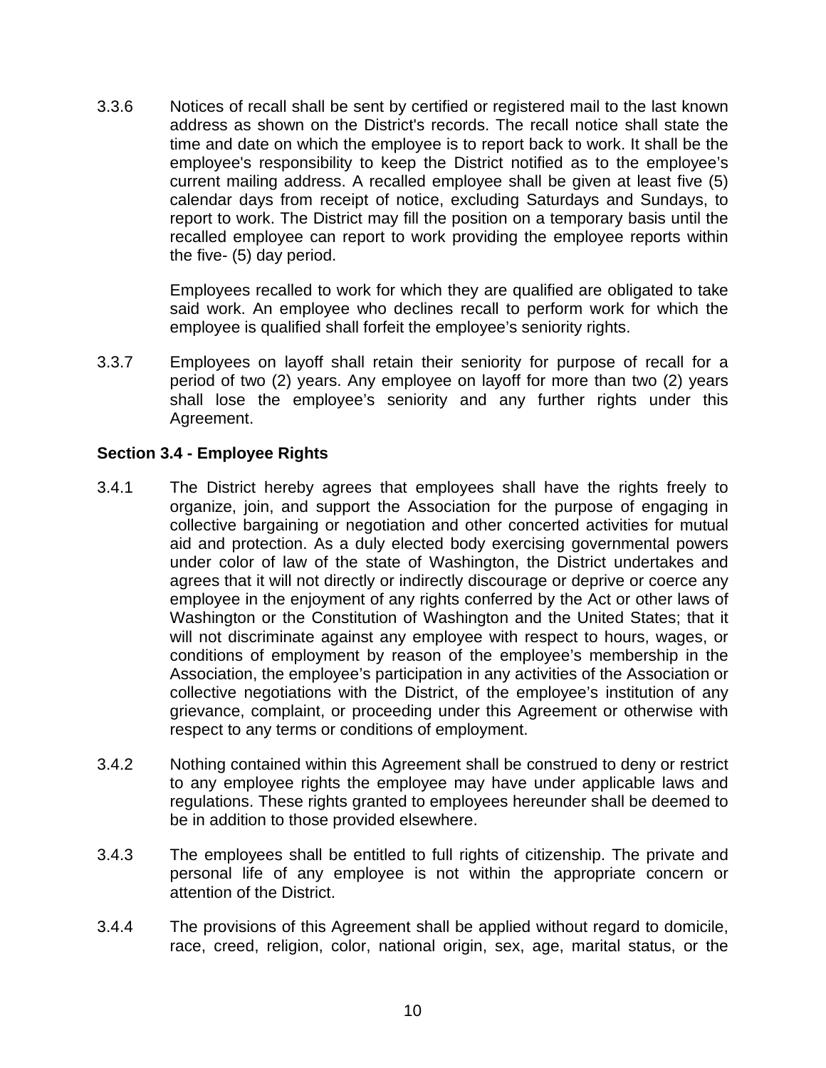3.3.6 Notices of recall shall be sent by certified or registered mail to the last known address as shown on the District's records. The recall notice shall state the time and date on which the employee is to report back to work. It shall be the employee's responsibility to keep the District notified as to the employee's current mailing address. A recalled employee shall be given at least five (5) calendar days from receipt of notice, excluding Saturdays and Sundays, to report to work. The District may fill the position on a temporary basis until the recalled employee can report to work providing the employee reports within the five- (5) day period.

Employees recalled to work for which they are qualified are obligated to take said work. An employee who declines recall to perform work for which the employee is qualified shall forfeit the employee's seniority rights.

3.3.7 Employees on layoff shall retain their seniority for purpose of recall for a period of two (2) years. Any employee on layoff for more than two (2) years shall lose the employee's seniority and any further rights under this Agreement.

**Section 3.4 - Employee Rights**

3.4.1 The District hereby agrees that employees shall have the rights freely to organize, join, and support the Association for the purpose of engaging in collective bargaining or negotiation and other concerted activities for mutual aid and protection. As a duly elected body exercising governmental powers under color of law of the state of Washington, the District undertakes and agrees that it will not directly or indirectly discourage or deprive or coerce any employee in the enjoyment of any rights conferred by the Act or other laws of Washington or the Constitution of Washington and the United States; that it will not discriminate against any employee with respect to hours, wages, or conditions of employment by reason of the employee's membership in the Association, the employee's participation in any activities of the Association or collective negotiations with the District, of the employee's institution of any grievance, complaint, or proceeding under this Agreement or otherwise with respect to any terms or conditions of employment.

3.4.2 Nothing contained within this Agreement shall be construed to deny or restrict to any employee rights the employee may have under applicable laws and regulations. These rights granted to employees hereunder shall be deemed to be in addition to those provided elsewhere.

3.4.3 The employees shall be entitled to full rights of citizenship. The private and personal life of any employee is not within the appropriate concern or attention of the District.

3.4.4 The provisions of this Agreement shall be applied without regard to domicile, race, creed, religion, color, national origin, sex, age, marital status, or the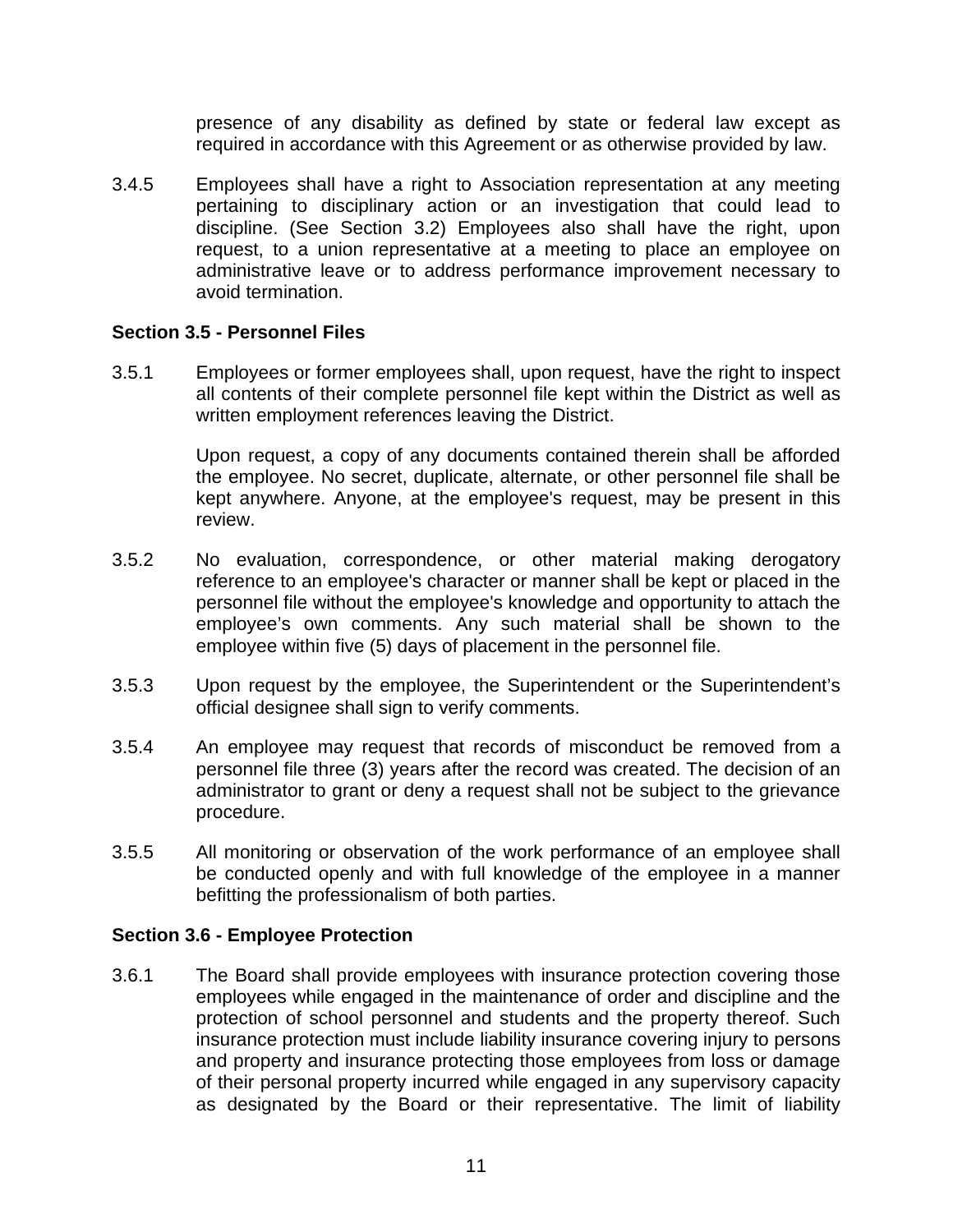presence of any disability as defined by state or federal law except as required in accordance with this Agreement or as otherwise provided by law.

3.4.5 Employees shall have a right to Association representation at any meeting pertaining to disciplinary action or an investigation that could lead to discipline. (See Section 3.2) Employees also shall have the right, upon request, to a union representative at a meeting to place an employee on administrative leave or to address performance improvement necessary to avoid termination.

**Section 3.5 - Personnel Files**

3.5.1 Employees or former employees shall, upon request, have the right to inspect all contents of their complete personnel file kept within the District as well as written employment references leaving the District.

Upon request, a copy of any documents contained therein shall be afforded the employee. No secret, duplicate, alternate, or other personnel file shall be kept anywhere. Anyone, at the employee's request, may be present in this review.

3.5.2 No evaluation, correspondence, or other material making derogatory reference to an employee's character or manner shall be kept or placed in the personnel file without the employee's knowledge and opportunity to attach the employee's own comments. Any such material shall be shown to the employee within five (5) days of placement in the personnel file.

3.5.3 Upon request by the employee, the Superintendent or the Superintendent's official designee shall sign to verify comments.

3.5.4 An employee may request that records of misconduct be removed from a personnel file three (3) years after the record was created. The decision of an administrator to grant or deny a request shall not be subject to the grievance procedure.

3.5.5 All monitoring or observation of the work performance of an employee shall be conducted openly and with full knowledge of the employee in a manner befitting the professionalism of both parties.

**Section 3.6 - Employee Protection**

3.6.1 The Board shall provide employees with insurance protection covering those employees while engaged in the maintenance of order and discipline and the protection of school personnel and students and the property thereof. Such insurance protection must include liability insurance covering injury to persons and property and insurance protecting those employees from loss or damage of their personal property incurred while engaged in any supervisory capacity as designated by the Board or their representative. The limit of liability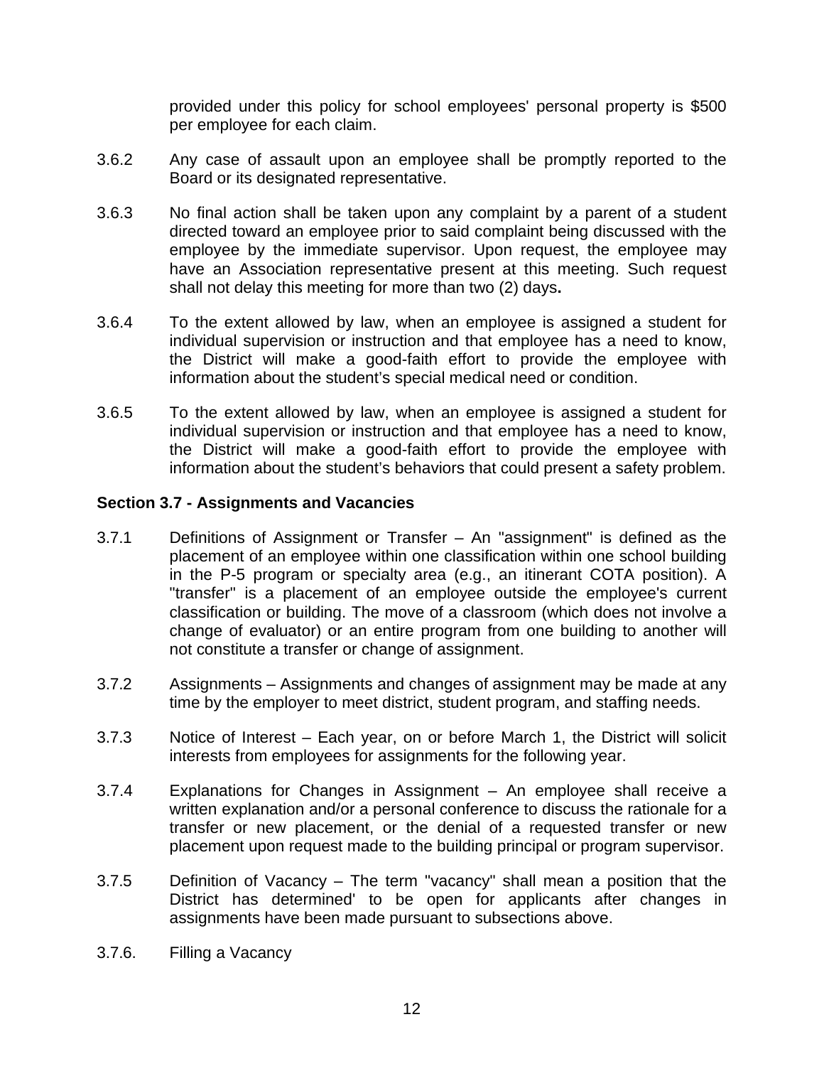provided under this policy for school employees' personal property is $500 per employee for each claim.

3.6.2 Any case of assault upon an employee shall be promptly reported to the Board or its designated representative.

3.6.3 No final action shall be taken upon any complaint by a parent of a student directed toward an employee prior to said complaint being discussed with the employee by the immediate supervisor. Upon request, the employee may have an Association representative present at this meeting. Such request shall not delay this meeting for more than two (2) days**.**

3.6.4 To the extent allowed by law, when an employee is assigned a student for individual supervision or instruction and that employee has a need to know, the District will make a good-faith effort to provide the employee with information about the student's special medical need or condition.

3.6.5 To the extent allowed by law, when an employee is assigned a student for individual supervision or instruction and that employee has a need to know, the District will make a good-faith effort to provide the employee with information about the student's behaviors that could present a safety problem.

**Section 3.7 - Assignments and Vacancies**

3.7.1 Definitions of Assignment or Transfer – An "assignment" is defined as the placement of an employee within one classification within one school building in the P-5 program or specialty area (e.g., an itinerant COTA position). A "transfer" is a placement of an employee outside the employee's current classification or building. The move of a classroom (which does not involve a change of evaluator) or an entire program from one building to another will not constitute a transfer or change of assignment.

3.7.2 Assignments – Assignments and changes of assignment may be made at any time by the employer to meet district, student program, and staffing needs.

3.7.3 Notice of Interest – Each year, on or before March 1, the District will solicit interests from employees for assignments for the following year.

3.7.4 Explanations for Changes in Assignment – An employee shall receive a written explanation and/or a personal conference to discuss the rationale for a transfer or new placement, or the denial of a requested transfer or new placement upon request made to the building principal or program supervisor.

3.7.5 Definition of Vacancy – The term "vacancy" shall mean a position that the District has determined' to be open for applicants after changes in assignments have been made pursuant to subsections above.

3.7.6. Filling a Vacancy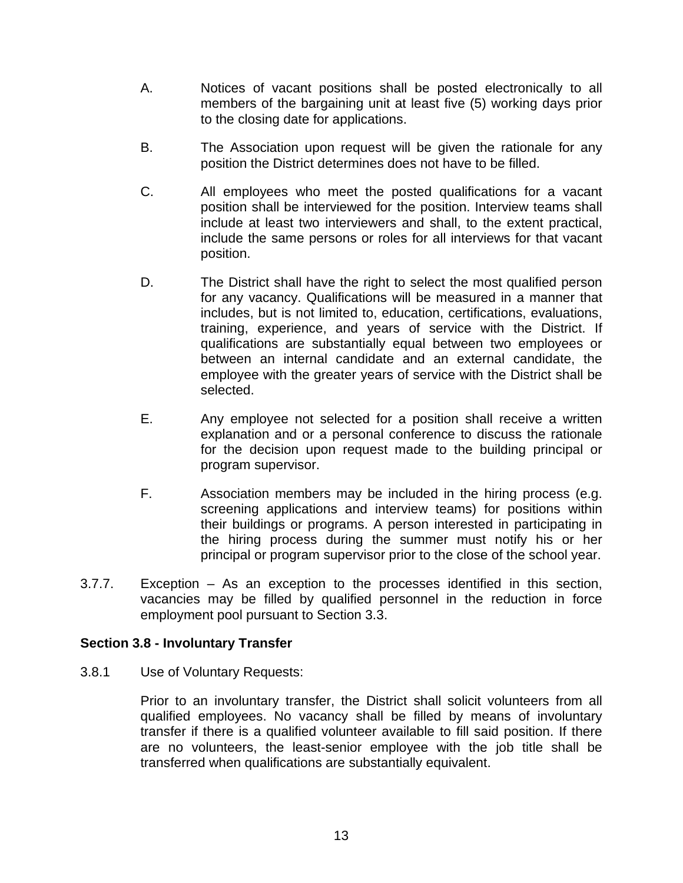A. Notices of vacant positions shall be posted electronically to all members of the bargaining unit at least five (5) working days prior to the closing date for applications.

B. The Association upon request will be given the rationale for any position the District determines does not have to be filled.

C. All employees who meet the posted qualifications for a vacant position shall be interviewed for the position. Interview teams shall include at least two interviewers and shall, to the extent practical, include the same persons or roles for all interviews for that vacant position.

D. The District shall have the right to select the most qualified person for any vacancy. Qualifications will be measured in a manner that includes, but is not limited to, education, certifications, evaluations, training, experience, and years of service with the District. If qualifications are substantially equal between two employees or between an internal candidate and an external candidate, the employee with the greater years of service with the District shall be selected.

E. Any employee not selected for a position shall receive a written explanation and or a personal conference to discuss the rationale for the decision upon request made to the building principal or program supervisor.

F. Association members may be included in the hiring process (e.g. screening applications and interview teams) for positions within their buildings or programs. A person interested in participating in the hiring process during the summer must notify his or her principal or program supervisor prior to the close of the school year.

3.7.7. Exception – As an exception to the processes identified in this section, vacancies may be filled by qualified personnel in the reduction in force employment pool pursuant to Section 3.3.

**Section 3.8 - Involuntary Transfer**

3.8.1 Use of Voluntary Requests:

Prior to an involuntary transfer, the District shall solicit volunteers from all qualified employees. No vacancy shall be filled by means of involuntary transfer if there is a qualified volunteer available to fill said position. If there are no volunteers, the least-senior employee with the job title shall be transferred when qualifications are substantially equivalent.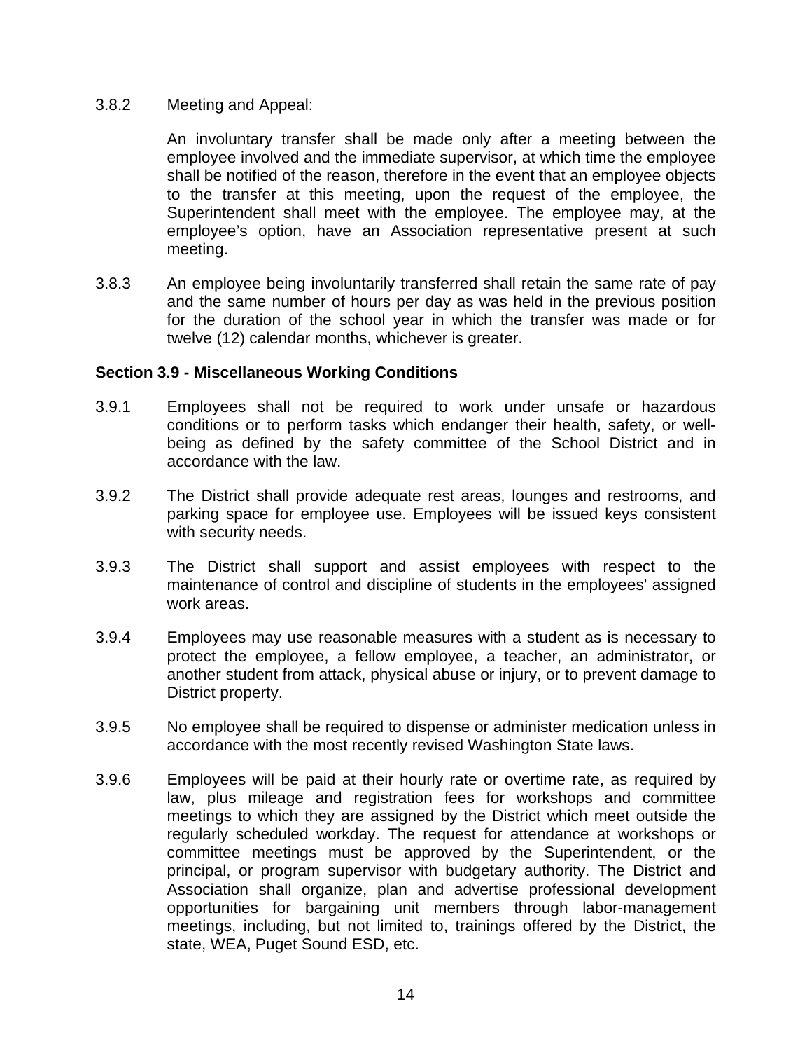3.8.2 Meeting and Appeal:

An involuntary transfer shall be made only after a meeting between the employee involved and the immediate supervisor, at which time the employee shall be notified of the reason, therefore in the event that an employee objects to the transfer at this meeting, upon the request of the employee, the Superintendent shall meet with the employee. The employee may, at the employee's option, have an Association representative present at such meeting.

3.8.3 An employee being involuntarily transferred shall retain the same rate of pay and the same number of hours per day as was held in the previous position for the duration of the school year in which the transfer was made or for twelve (12) calendar months, whichever is greater.

**Section 3.9 - Miscellaneous Working Conditions**

3.9.1 Employees shall not be required to work under unsafe or hazardous conditions or to perform tasks which endanger their health, safety, or well-being as defined by the safety committee of the School District and in accordance with the law.

3.9.2 The District shall provide adequate rest areas, lounges and restrooms, and parking space for employee use. Employees will be issued keys consistent with security needs.

3.9.3 The District shall support and assist employees with respect to the maintenance of control and discipline of students in the employees' assigned work areas.

3.9.4 Employees may use reasonable measures with a student as is necessary to protect the employee, a fellow employee, a teacher, an administrator, or another student from attack, physical abuse or injury, or to prevent damage to District property.

3.9.5 No employee shall be required to dispense or administer medication unless in accordance with the most recently revised Washington State laws.

3.9.6 Employees will be paid at their hourly rate or overtime rate, as required by law, plus mileage and registration fees for workshops and committee meetings to which they are assigned by the District which meet outside the regularly scheduled workday. The request for attendance at workshops or committee meetings must be approved by the Superintendent, or the principal, or program supervisor with budgetary authority. The District and Association shall organize, plan and advertise professional development opportunities for bargaining unit members through labor-management meetings, including, but not limited to, trainings offered by the District, the state, WEA, Puget Sound ESD, etc.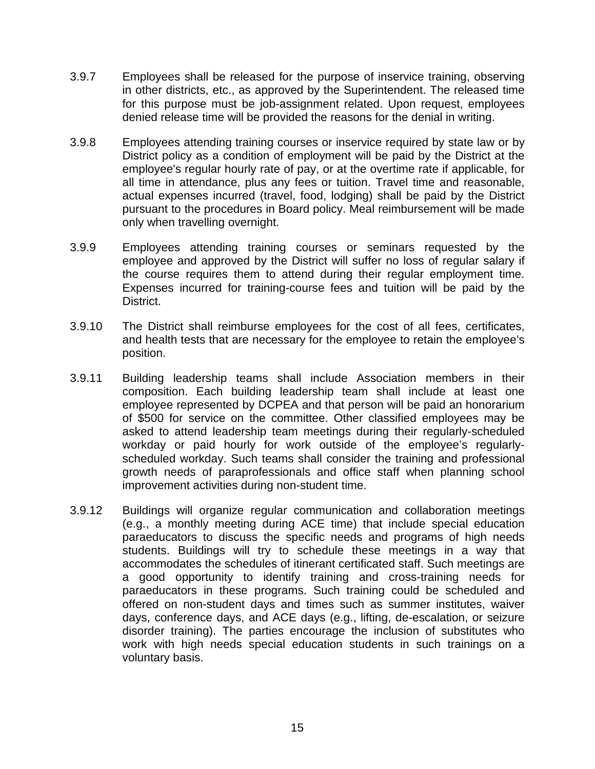3.9.7 Employees shall be released for the purpose of inservice training, observing in other districts, etc., as approved by the Superintendent. The released time for this purpose must be job-assignment related. Upon request, employees denied release time will be provided the reasons for the denial in writing.

3.9.8 Employees attending training courses or inservice required by state law or by District policy as a condition of employment will be paid by the District at the employee's regular hourly rate of pay, or at the overtime rate if applicable, for all time in attendance, plus any fees or tuition. Travel time and reasonable, actual expenses incurred (travel, food, lodging) shall be paid by the District pursuant to the procedures in Board policy. Meal reimbursement will be made only when travelling overnight.

3.9.9 Employees attending training courses or seminars requested by the employee and approved by the District will suffer no loss of regular salary if the course requires them to attend during their regular employment time. Expenses incurred for training-course fees and tuition will be paid by the District.

3.9.10 The District shall reimburse employees for the cost of all fees, certificates, and health tests that are necessary for the employee to retain the employee's position.

3.9.11 Building leadership teams shall include Association members in their composition. Each building leadership team shall include at least one employee represented by DCPEA and that person will be paid an honorarium of $500 for service on the committee. Other classified employees may be asked to attend leadership team meetings during their regularly-scheduled workday or paid hourly for work outside of the employee's regularly-scheduled workday. Such teams shall consider the training and professional growth needs of paraprofessionals and office staff when planning school improvement activities during non-student time.

3.9.12 Buildings will organize regular communication and collaboration meetings (e.g., a monthly meeting during ACE time) that include special education paraeducators to discuss the specific needs and programs of high needs students. Buildings will try to schedule these meetings in a way that accommodates the schedules of itinerant certificated staff. Such meetings are a good opportunity to identify training and cross-training needs for paraeducators in these programs. Such training could be scheduled and offered on non-student days and times such as summer institutes, waiver days, conference days, and ACE days (e.g., lifting, de-escalation, or seizure disorder training). The parties encourage the inclusion of substitutes who work with high needs special education students in such trainings on a voluntary basis.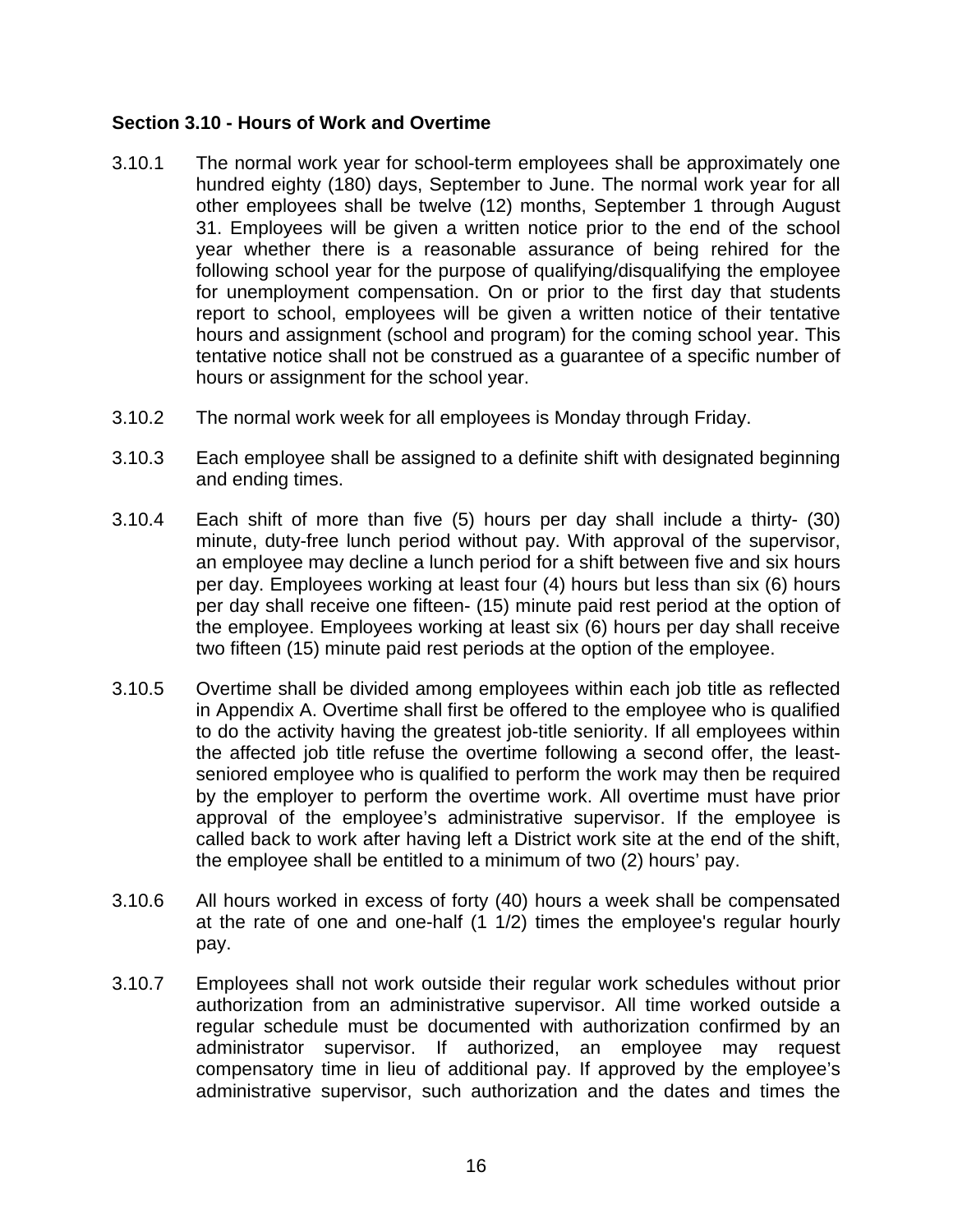**Section 3.10 - Hours of Work and Overtime**

3.10.1 The normal work year for school-term employees shall be approximately one hundred eighty (180) days, September to June. The normal work year for all other employees shall be twelve (12) months, September 1 through August 31. Employees will be given a written notice prior to the end of the school year whether there is a reasonable assurance of being rehired for the following school year for the purpose of qualifying/disqualifying the employee for unemployment compensation. On or prior to the first day that students report to school, employees will be given a written notice of their tentative hours and assignment (school and program) for the coming school year. This tentative notice shall not be construed as a guarantee of a specific number of hours or assignment for the school year.

3.10.2 The normal work week for all employees is Monday through Friday.

3.10.3 Each employee shall be assigned to a definite shift with designated beginning and ending times.

3.10.4 Each shift of more than five (5) hours per day shall include a thirty- (30) minute, duty-free lunch period without pay. With approval of the supervisor, an employee may decline a lunch period for a shift between five and six hours per day. Employees working at least four (4) hours but less than six (6) hours per day shall receive one fifteen- (15) minute paid rest period at the option of the employee. Employees working at least six (6) hours per day shall receive two fifteen (15) minute paid rest periods at the option of the employee.

3.10.5 Overtime shall be divided among employees within each job title as reflected in Appendix A. Overtime shall first be offered to the employee who is qualified to do the activity having the greatest job-title seniority. If all employees within the affected job title refuse the overtime following a second offer, the least-seniored employee who is qualified to perform the work may then be required by the employer to perform the overtime work. All overtime must have prior approval of the employee's administrative supervisor. If the employee is called back to work after having left a District work site at the end of the shift, the employee shall be entitled to a minimum of two (2) hours' pay.

3.10.6 All hours worked in excess of forty (40) hours a week shall be compensated at the rate of one and one-half (1 1/2) times the employee's regular hourly pay.

3.10.7 Employees shall not work outside their regular work schedules without prior authorization from an administrative supervisor. All time worked outside a regular schedule must be documented with authorization confirmed by an administrator supervisor. If authorized, an employee may request compensatory time in lieu of additional pay. If approved by the employee's administrative supervisor, such authorization and the dates and times the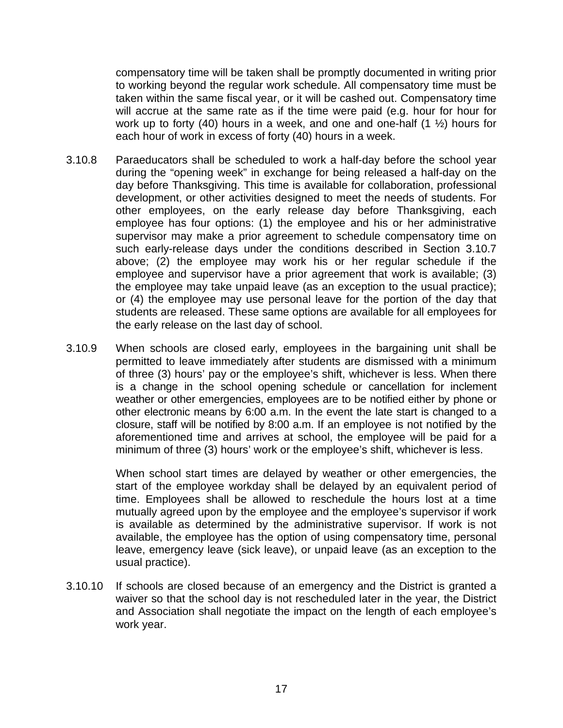compensatory time will be taken shall be promptly documented in writing prior to working beyond the regular work schedule. All compensatory time must be taken within the same fiscal year, or it will be cashed out. Compensatory time will accrue at the same rate as if the time were paid (e.g. hour for hour for work up to forty (40) hours in a week, and one and one-half (1 ½) hours for each hour of work in excess of forty (40) hours in a week.

3.10.8 Paraeducators shall be scheduled to work a half-day before the school year during the "opening week" in exchange for being released a half-day on the day before Thanksgiving. This time is available for collaboration, professional development, or other activities designed to meet the needs of students. For other employees, on the early release day before Thanksgiving, each employee has four options: (1) the employee and his or her administrative supervisor may make a prior agreement to schedule compensatory time on such early-release days under the conditions described in Section 3.10.7 above; (2) the employee may work his or her regular schedule if the employee and supervisor have a prior agreement that work is available; (3) the employee may take unpaid leave (as an exception to the usual practice); or (4) the employee may use personal leave for the portion of the day that students are released. These same options are available for all employees for the early release on the last day of school.

3.10.9 When schools are closed early, employees in the bargaining unit shall be permitted to leave immediately after students are dismissed with a minimum of three (3) hours' pay or the employee's shift, whichever is less. When there is a change in the school opening schedule or cancellation for inclement weather or other emergencies, employees are to be notified either by phone or other electronic means by 6:00 a.m. In the event the late start is changed to a closure, staff will be notified by 8:00 a.m. If an employee is not notified by the aforementioned time and arrives at school, the employee will be paid for a minimum of three (3) hours' work or the employee's shift, whichever is less.

When school start times are delayed by weather or other emergencies, the start of the employee workday shall be delayed by an equivalent period of time. Employees shall be allowed to reschedule the hours lost at a time mutually agreed upon by the employee and the employee's supervisor if work is available as determined by the administrative supervisor. If work is not available, the employee has the option of using compensatory time, personal leave, emergency leave (sick leave), or unpaid leave (as an exception to the usual practice).

3.10.10 If schools are closed because of an emergency and the District is granted a waiver so that the school day is not rescheduled later in the year, the District and Association shall negotiate the impact on the length of each employee's work year.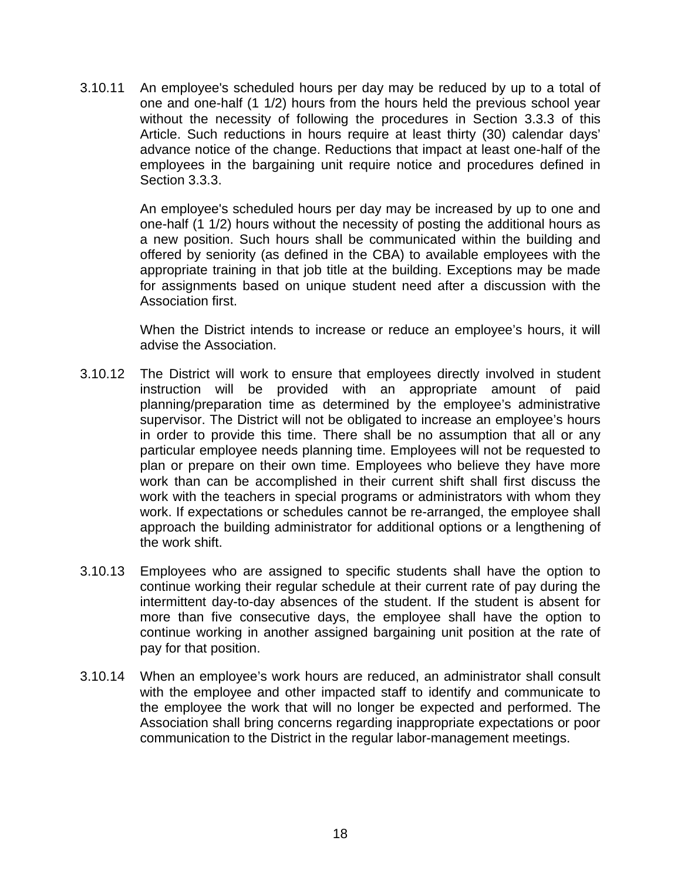3.10.11 An employee's scheduled hours per day may be reduced by up to a total of one and one-half (1 1/2) hours from the hours held the previous school year without the necessity of following the procedures in Section 3.3.3 of this Article. Such reductions in hours require at least thirty (30) calendar days' advance notice of the change. Reductions that impact at least one-half of the employees in the bargaining unit require notice and procedures defined in Section 3.3.3.

An employee's scheduled hours per day may be increased by up to one and one-half (1 1/2) hours without the necessity of posting the additional hours as a new position. Such hours shall be communicated within the building and offered by seniority (as defined in the CBA) to available employees with the appropriate training in that job title at the building. Exceptions may be made for assignments based on unique student need after a discussion with the Association first.

When the District intends to increase or reduce an employee's hours, it will advise the Association.

3.10.12 The District will work to ensure that employees directly involved in student instruction will be provided with an appropriate amount of paid planning/preparation time as determined by the employee's administrative supervisor. The District will not be obligated to increase an employee's hours in order to provide this time. There shall be no assumption that all or any particular employee needs planning time. Employees will not be requested to plan or prepare on their own time. Employees who believe they have more work than can be accomplished in their current shift shall first discuss the work with the teachers in special programs or administrators with whom they work. If expectations or schedules cannot be re-arranged, the employee shall approach the building administrator for additional options or a lengthening of the work shift.

3.10.13 Employees who are assigned to specific students shall have the option to continue working their regular schedule at their current rate of pay during the intermittent day-to-day absences of the student. If the student is absent for more than five consecutive days, the employee shall have the option to continue working in another assigned bargaining unit position at the rate of pay for that position.

3.10.14 When an employee's work hours are reduced, an administrator shall consult with the employee and other impacted staff to identify and communicate to the employee the work that will no longer be expected and performed. The Association shall bring concerns regarding inappropriate expectations or poor communication to the District in the regular labor-management meetings.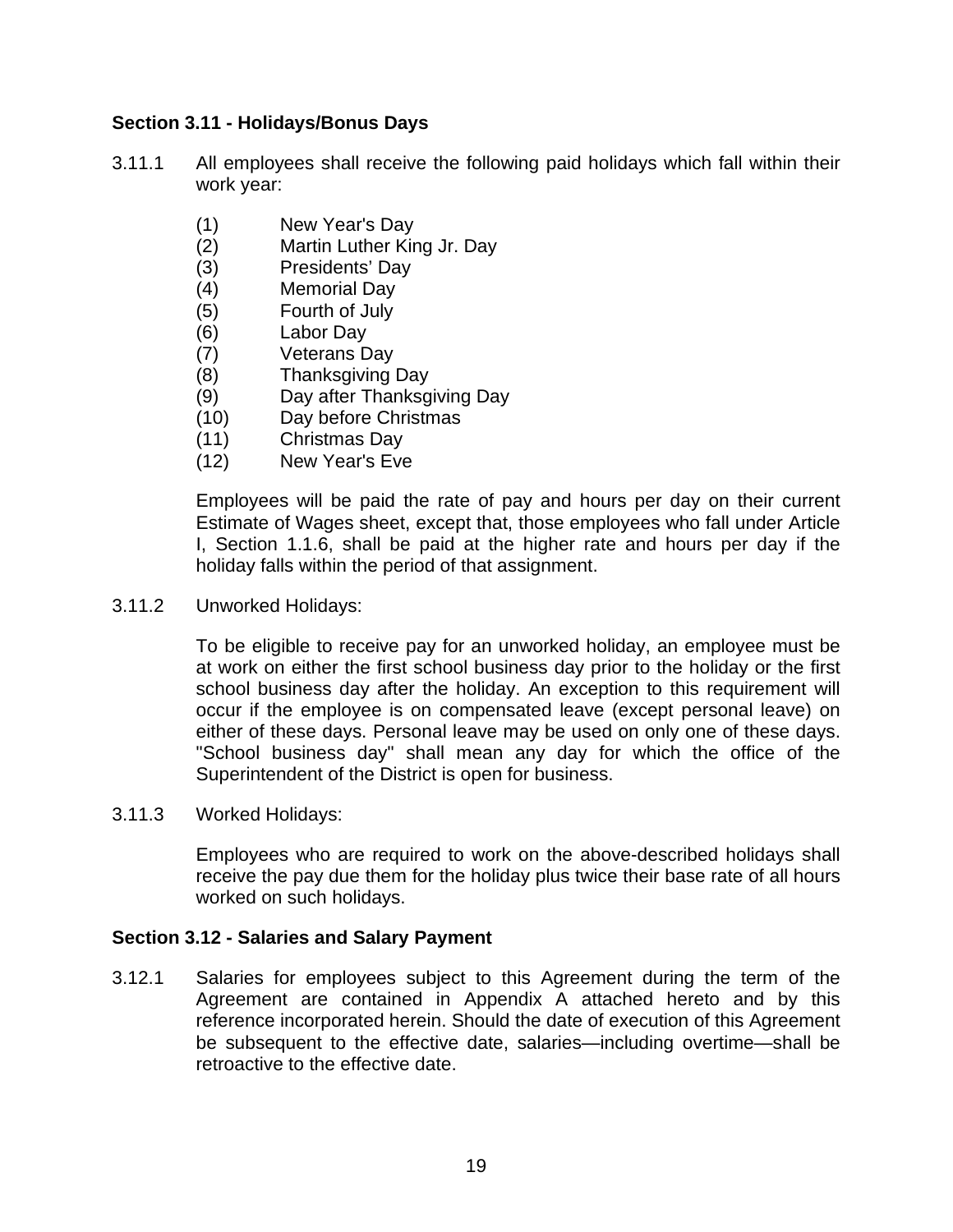**Section 3.11 - Holidays/Bonus Days**

3.11.1 All employees shall receive the following paid holidays which fall within their work year:

(1) New Year's Day
(2) Martin Luther King Jr. Day
(3) Presidents' Day
(4) Memorial Day
(5) Fourth of July
(6) Labor Day
(7) Veterans Day
(8) Thanksgiving Day
(9) Day after Thanksgiving Day
(10) Day before Christmas
(11) Christmas Day
(12) New Year's Eve

Employees will be paid the rate of pay and hours per day on their current Estimate of Wages sheet, except that, those employees who fall under Article I, Section 1.1.6, shall be paid at the higher rate and hours per day if the holiday falls within the period of that assignment.

3.11.2 Unworked Holidays:

To be eligible to receive pay for an unworked holiday, an employee must be at work on either the first school business day prior to the holiday or the first school business day after the holiday. An exception to this requirement will occur if the employee is on compensated leave (except personal leave) on either of these days. Personal leave may be used on only one of these days. "School business day" shall mean any day for which the office of the Superintendent of the District is open for business.

3.11.3 Worked Holidays:

Employees who are required to work on the above-described holidays shall receive the pay due them for the holiday plus twice their base rate of all hours worked on such holidays.

**Section 3.12 - Salaries and Salary Payment**

3.12.1 Salaries for employees subject to this Agreement during the term of the Agreement are contained in Appendix A attached hereto and by this reference incorporated herein. Should the date of execution of this Agreement be subsequent to the effective date, salaries—including overtime—shall be retroactive to the effective date.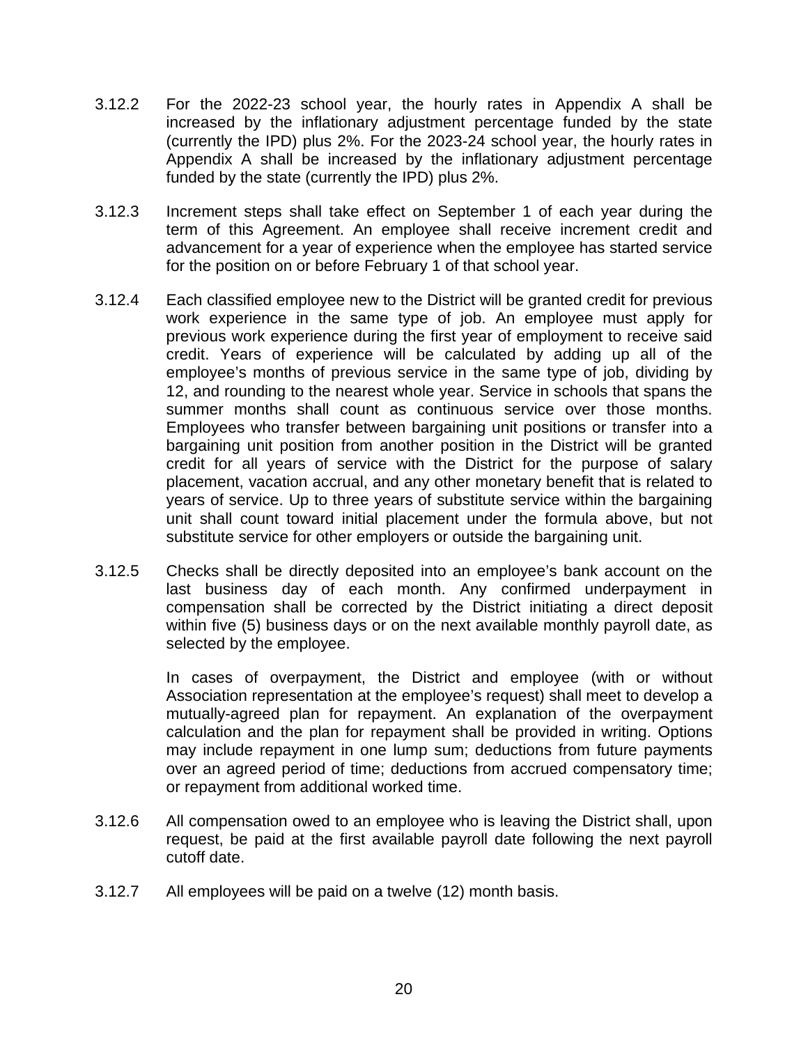3.12.2 For the 2022-23 school year, the hourly rates in Appendix A shall be increased by the inflationary adjustment percentage funded by the state (currently the IPD) plus 2%. For the 2023-24 school year, the hourly rates in Appendix A shall be increased by the inflationary adjustment percentage funded by the state (currently the IPD) plus 2%.

3.12.3 Increment steps shall take effect on September 1 of each year during the term of this Agreement. An employee shall receive increment credit and advancement for a year of experience when the employee has started service for the position on or before February 1 of that school year.

3.12.4 Each classified employee new to the District will be granted credit for previous work experience in the same type of job. An employee must apply for previous work experience during the first year of employment to receive said credit. Years of experience will be calculated by adding up all of the employee's months of previous service in the same type of job, dividing by 12, and rounding to the nearest whole year. Service in schools that spans the summer months shall count as continuous service over those months. Employees who transfer between bargaining unit positions or transfer into a bargaining unit position from another position in the District will be granted credit for all years of service with the District for the purpose of salary placement, vacation accrual, and any other monetary benefit that is related to years of service. Up to three years of substitute service within the bargaining unit shall count toward initial placement under the formula above, but not substitute service for other employers or outside the bargaining unit.

3.12.5 Checks shall be directly deposited into an employee's bank account on the last business day of each month. Any confirmed underpayment in compensation shall be corrected by the District initiating a direct deposit within five (5) business days or on the next available monthly payroll date, as selected by the employee.

In cases of overpayment, the District and employee (with or without Association representation at the employee's request) shall meet to develop a mutually-agreed plan for repayment. An explanation of the overpayment calculation and the plan for repayment shall be provided in writing. Options may include repayment in one lump sum; deductions from future payments over an agreed period of time; deductions from accrued compensatory time; or repayment from additional worked time.

3.12.6 All compensation owed to an employee who is leaving the District shall, upon request, be paid at the first available payroll date following the next payroll cutoff date.

3.12.7 All employees will be paid on a twelve (12) month basis.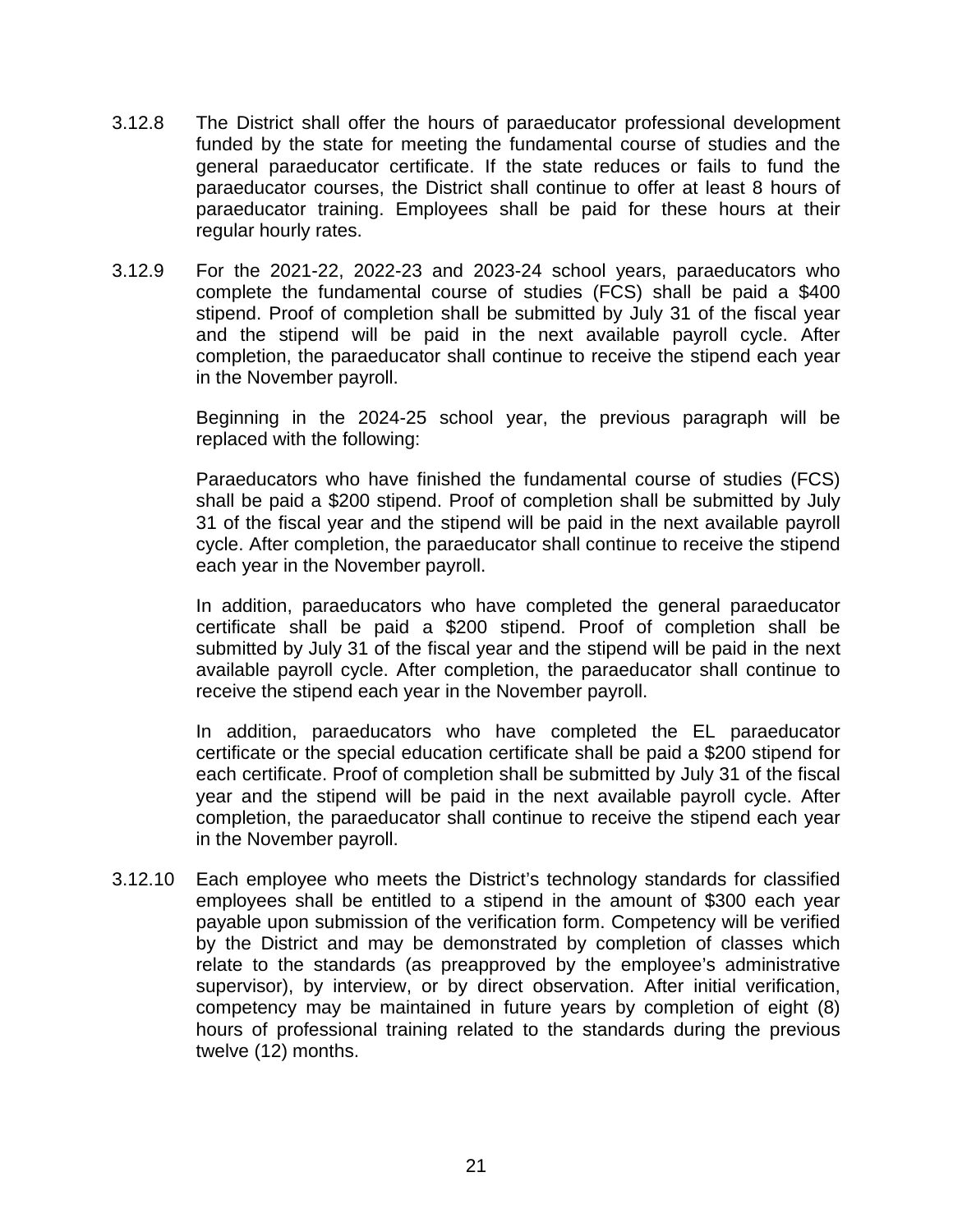3.12.8 The District shall offer the hours of paraeducator professional development funded by the state for meeting the fundamental course of studies and the general paraeducator certificate. If the state reduces or fails to fund the paraeducator courses, the District shall continue to offer at least 8 hours of paraeducator training. Employees shall be paid for these hours at their regular hourly rates.

3.12.9 For the 2021-22, 2022-23 and 2023-24 school years, paraeducators who complete the fundamental course of studies (FCS) shall be paid a $400 stipend. Proof of completion shall be submitted by July 31 of the fiscal year and the stipend will be paid in the next available payroll cycle. After completion, the paraeducator shall continue to receive the stipend each year in the November payroll.

Beginning in the 2024-25 school year, the previous paragraph will be replaced with the following:

Paraeducators who have finished the fundamental course of studies (FCS) shall be paid a $200 stipend. Proof of completion shall be submitted by July 31 of the fiscal year and the stipend will be paid in the next available payroll cycle. After completion, the paraeducator shall continue to receive the stipend each year in the November payroll.

In addition, paraeducators who have completed the general paraeducator certificate shall be paid a $200 stipend. Proof of completion shall be submitted by July 31 of the fiscal year and the stipend will be paid in the next available payroll cycle. After completion, the paraeducator shall continue to receive the stipend each year in the November payroll.

In addition, paraeducators who have completed the EL paraeducator certificate or the special education certificate shall be paid a $200 stipend for each certificate. Proof of completion shall be submitted by July 31 of the fiscal year and the stipend will be paid in the next available payroll cycle. After completion, the paraeducator shall continue to receive the stipend each year in the November payroll.

3.12.10 Each employee who meets the District's technology standards for classified employees shall be entitled to a stipend in the amount of $300 each year payable upon submission of the verification form. Competency will be verified by the District and may be demonstrated by completion of classes which relate to the standards (as preapproved by the employee's administrative supervisor), by interview, or by direct observation. After initial verification, competency may be maintained in future years by completion of eight (8) hours of professional training related to the standards during the previous twelve (12) months.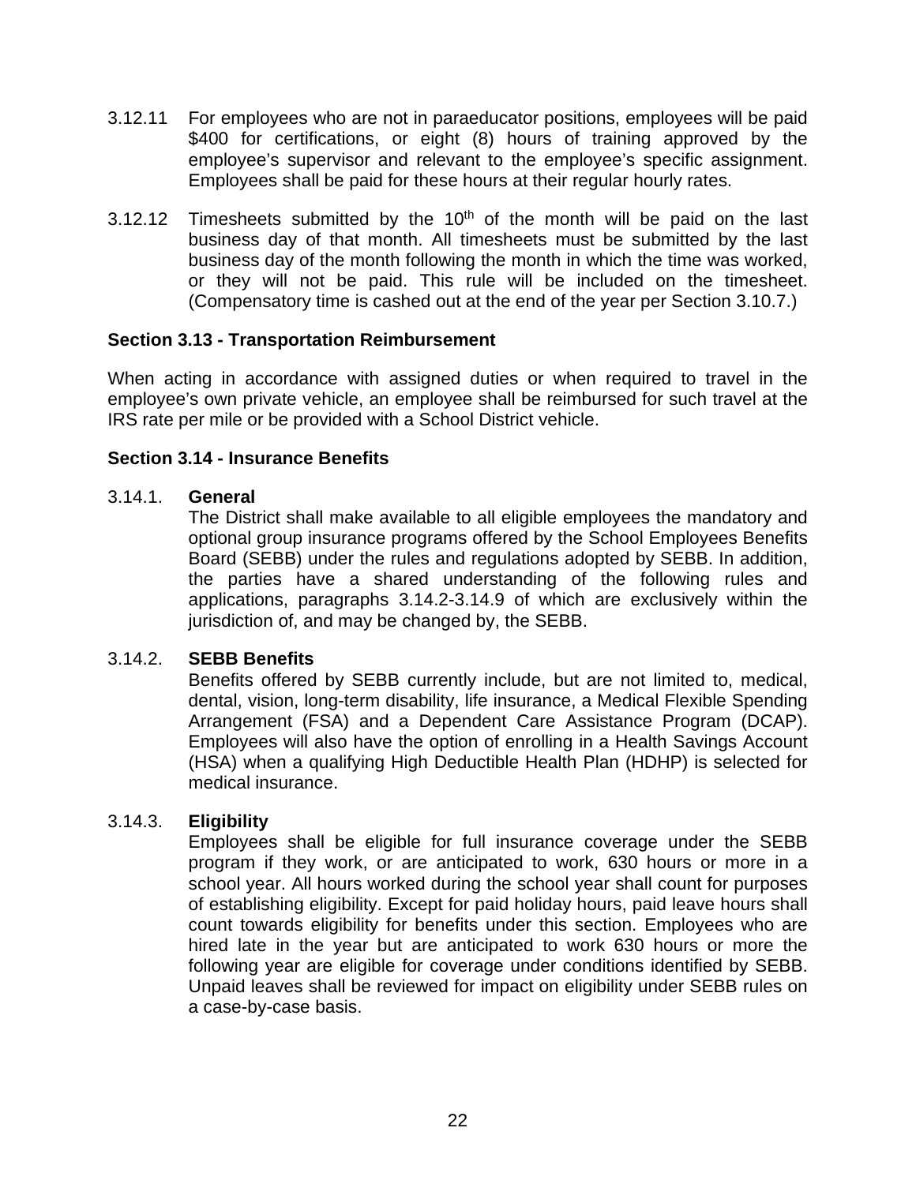3.12.11 For employees who are not in paraeducator positions, employees will be paid $400 for certifications, or eight (8) hours of training approved by the employee's supervisor and relevant to the employee's specific assignment. Employees shall be paid for these hours at their regular hourly rates.

3.12.12 Timesheets submitted by the 10th of the month will be paid on the last business day of that month. All timesheets must be submitted by the last business day of the month following the month in which the time was worked, or they will not be paid. This rule will be included on the timesheet. (Compensatory time is cashed out at the end of the year per Section 3.10.7.)

**Section 3.13 - Transportation Reimbursement**

When acting in accordance with assigned duties or when required to travel in the employee's own private vehicle, an employee shall be reimbursed for such travel at the IRS rate per mile or be provided with a School District vehicle.

**Section 3.14 - Insurance Benefits**

3.14.1. **General**
The District shall make available to all eligible employees the mandatory and optional group insurance programs offered by the School Employees Benefits Board (SEBB) under the rules and regulations adopted by SEBB. In addition, the parties have a shared understanding of the following rules and applications, paragraphs 3.14.2-3.14.9 of which are exclusively within the jurisdiction of, and may be changed by, the SEBB.

3.14.2. **SEBB Benefits**
Benefits offered by SEBB currently include, but are not limited to, medical, dental, vision, long-term disability, life insurance, a Medical Flexible Spending Arrangement (FSA) and a Dependent Care Assistance Program (DCAP). Employees will also have the option of enrolling in a Health Savings Account (HSA) when a qualifying High Deductible Health Plan (HDHP) is selected for medical insurance.

3.14.3. **Eligibility**
Employees shall be eligible for full insurance coverage under the SEBB program if they work, or are anticipated to work, 630 hours or more in a school year. All hours worked during the school year shall count for purposes of establishing eligibility. Except for paid holiday hours, paid leave hours shall count towards eligibility for benefits under this section. Employees who are hired late in the year but are anticipated to work 630 hours or more the following year are eligible for coverage under conditions identified by SEBB. Unpaid leaves shall be reviewed for impact on eligibility under SEBB rules on a case-by-case basis.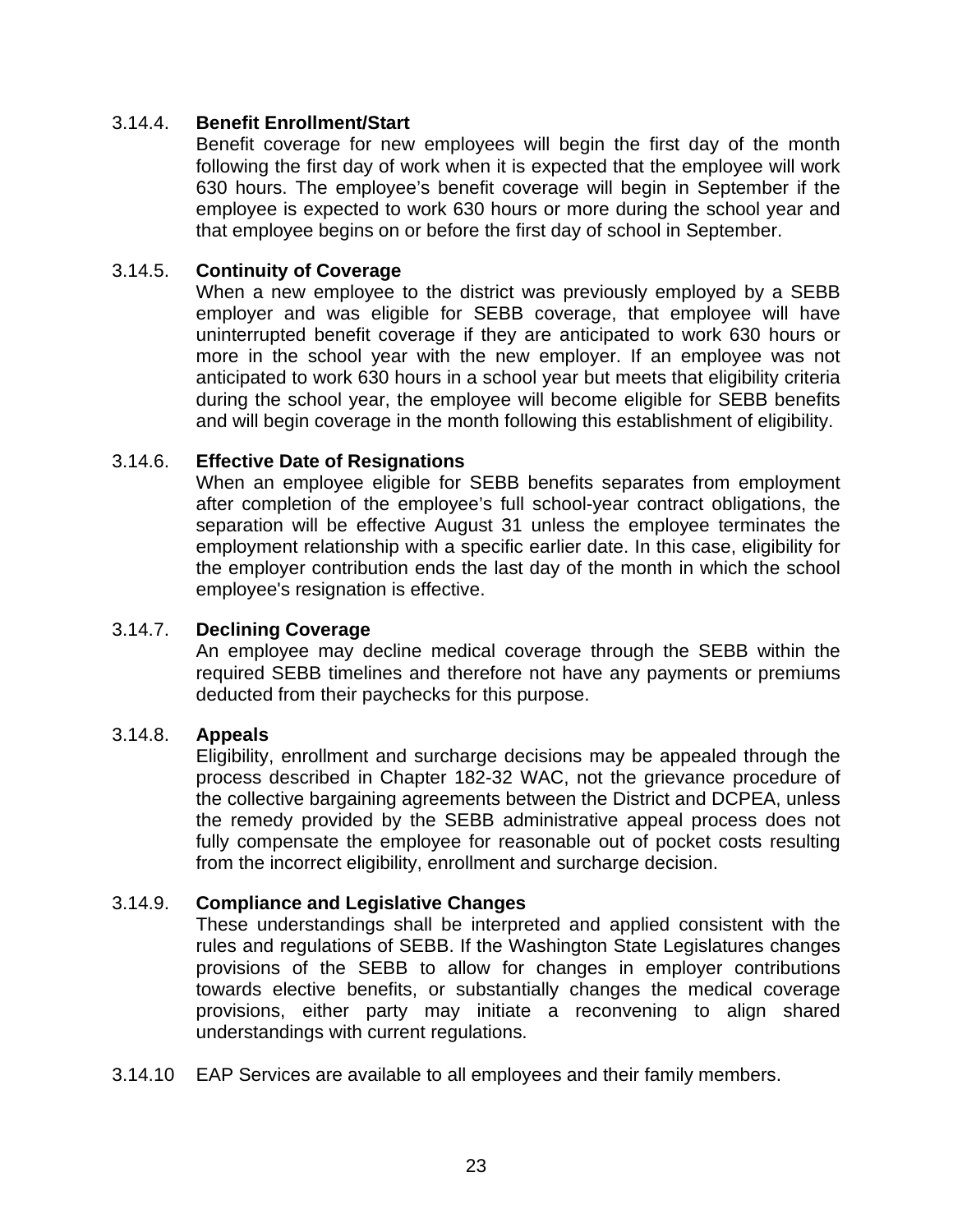3.14.4. **Benefit Enrollment/Start**

Benefit coverage for new employees will begin the first day of the month following the first day of work when it is expected that the employee will work 630 hours. The employee's benefit coverage will begin in September if the employee is expected to work 630 hours or more during the school year and that employee begins on or before the first day of school in September.

3.14.5. **Continuity of Coverage**

When a new employee to the district was previously employed by a SEBB employer and was eligible for SEBB coverage, that employee will have uninterrupted benefit coverage if they are anticipated to work 630 hours or more in the school year with the new employer. If an employee was not anticipated to work 630 hours in a school year but meets that eligibility criteria during the school year, the employee will become eligible for SEBB benefits and will begin coverage in the month following this establishment of eligibility.

3.14.6. **Effective Date of Resignations**

When an employee eligible for SEBB benefits separates from employment after completion of the employee's full school-year contract obligations, the separation will be effective August 31 unless the employee terminates the employment relationship with a specific earlier date. In this case, eligibility for the employer contribution ends the last day of the month in which the school employee's resignation is effective.

3.14.7. **Declining Coverage**

An employee may decline medical coverage through the SEBB within the required SEBB timelines and therefore not have any payments or premiums deducted from their paychecks for this purpose.

3.14.8. **Appeals**

Eligibility, enrollment and surcharge decisions may be appealed through the process described in Chapter 182-32 WAC, not the grievance procedure of the collective bargaining agreements between the District and DCPEA, unless the remedy provided by the SEBB administrative appeal process does not fully compensate the employee for reasonable out of pocket costs resulting from the incorrect eligibility, enrollment and surcharge decision.

3.14.9. **Compliance and Legislative Changes**

These understandings shall be interpreted and applied consistent with the rules and regulations of SEBB. If the Washington State Legislatures changes provisions of the SEBB to allow for changes in employer contributions towards elective benefits, or substantially changes the medical coverage provisions, either party may initiate a reconvening to align shared understandings with current regulations.

3.14.10 EAP Services are available to all employees and their family members.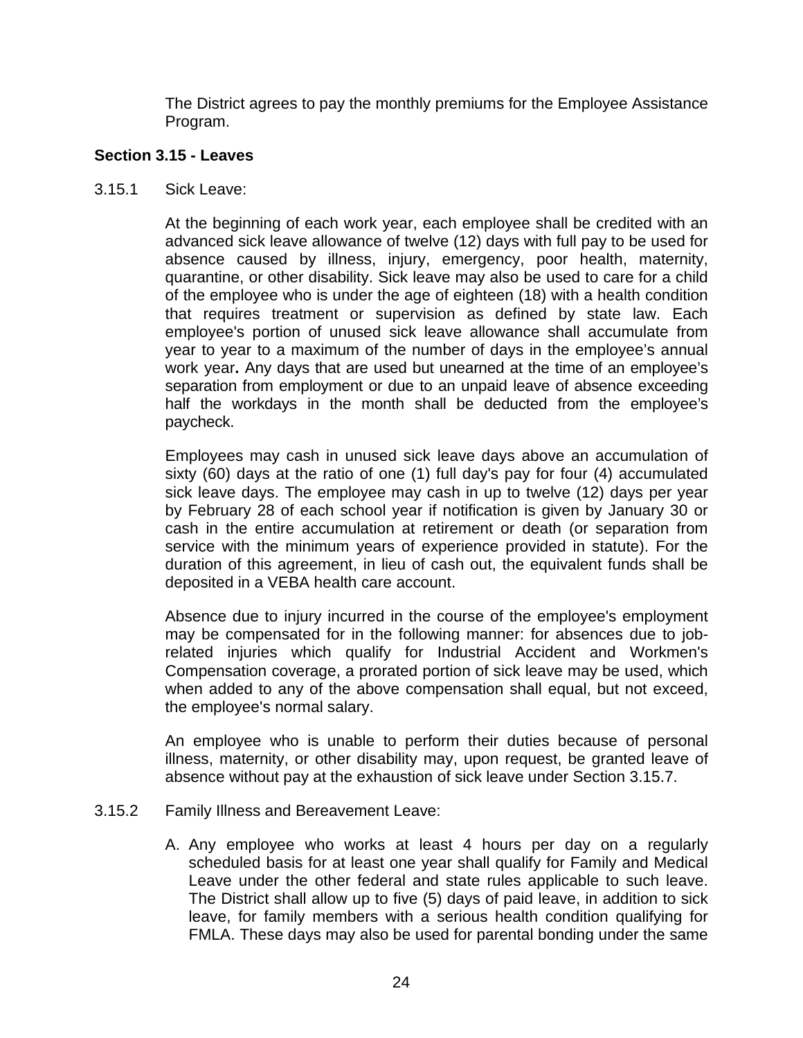The District agrees to pay the monthly premiums for the Employee Assistance Program.

**Section 3.15 - Leaves**

3.15.1 Sick Leave:

At the beginning of each work year, each employee shall be credited with an advanced sick leave allowance of twelve (12) days with full pay to be used for absence caused by illness, injury, emergency, poor health, maternity, quarantine, or other disability. Sick leave may also be used to care for a child of the employee who is under the age of eighteen (18) with a health condition that requires treatment or supervision as defined by state law. Each employee's portion of unused sick leave allowance shall accumulate from year to year to a maximum of the number of days in the employee's annual work year**.** Any days that are used but unearned at the time of an employee's separation from employment or due to an unpaid leave of absence exceeding half the workdays in the month shall be deducted from the employee's paycheck.

Employees may cash in unused sick leave days above an accumulation of sixty (60) days at the ratio of one (1) full day's pay for four (4) accumulated sick leave days. The employee may cash in up to twelve (12) days per year by February 28 of each school year if notification is given by January 30 or cash in the entire accumulation at retirement or death (or separation from service with the minimum years of experience provided in statute). For the duration of this agreement, in lieu of cash out, the equivalent funds shall be deposited in a VEBA health care account.

Absence due to injury incurred in the course of the employee's employment may be compensated for in the following manner: for absences due to job-related injuries which qualify for Industrial Accident and Workmen's Compensation coverage, a prorated portion of sick leave may be used, which when added to any of the above compensation shall equal, but not exceed, the employee's normal salary.

An employee who is unable to perform their duties because of personal illness, maternity, or other disability may, upon request, be granted leave of absence without pay at the exhaustion of sick leave under Section 3.15.7.

3.15.2 Family Illness and Bereavement Leave:

A. Any employee who works at least 4 hours per day on a regularly scheduled basis for at least one year shall qualify for Family and Medical Leave under the other federal and state rules applicable to such leave. The District shall allow up to five (5) days of paid leave, in addition to sick leave, for family members with a serious health condition qualifying for FMLA. These days may also be used for parental bonding under the same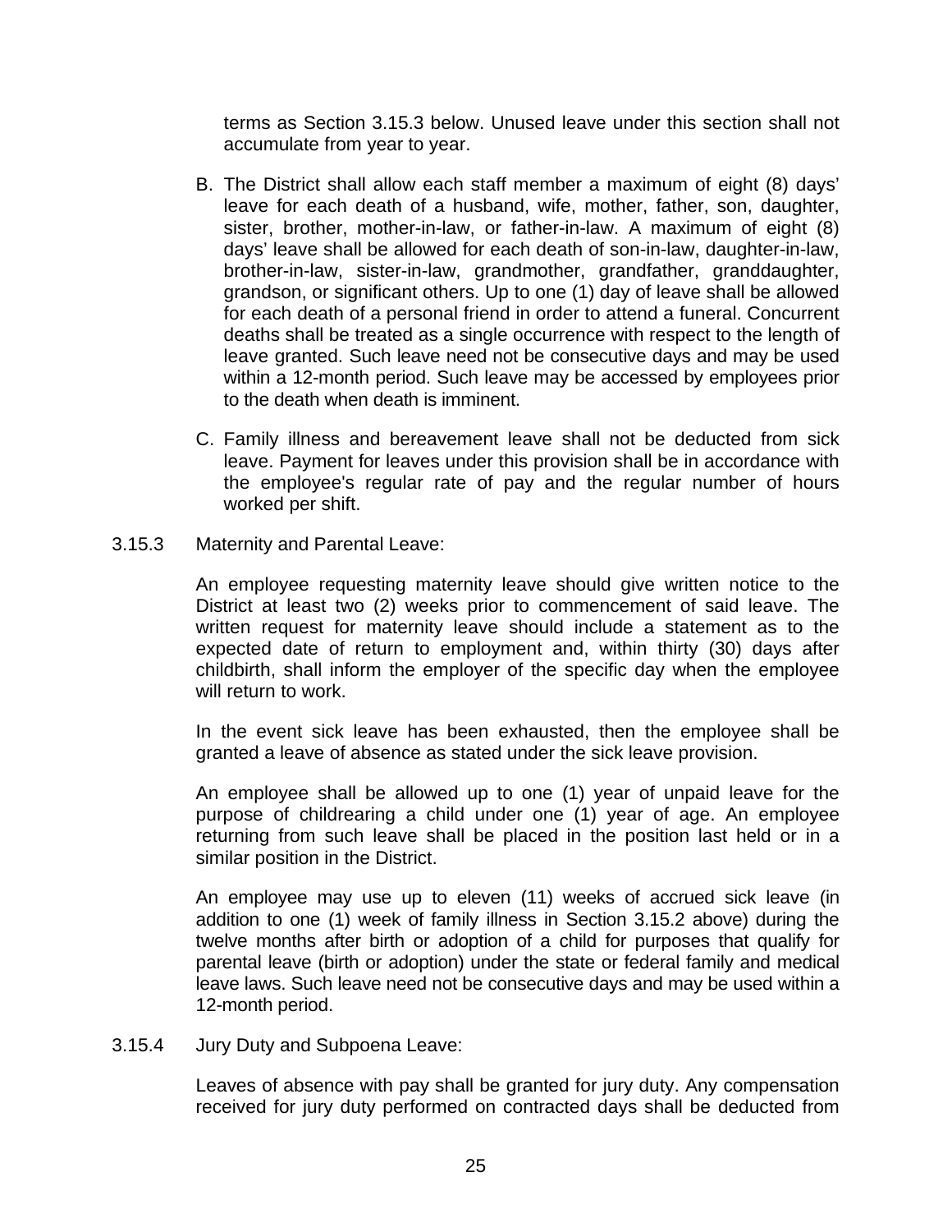terms as Section 3.15.3 below. Unused leave under this section shall not accumulate from year to year.

B. The District shall allow each staff member a maximum of eight (8) days' leave for each death of a husband, wife, mother, father, son, daughter, sister, brother, mother-in-law, or father-in-law. A maximum of eight (8) days' leave shall be allowed for each death of son-in-law, daughter-in-law, brother-in-law, sister-in-law, grandmother, grandfather, granddaughter, grandson, or significant others. Up to one (1) day of leave shall be allowed for each death of a personal friend in order to attend a funeral. Concurrent deaths shall be treated as a single occurrence with respect to the length of leave granted. Such leave need not be consecutive days and may be used within a 12-month period. Such leave may be accessed by employees prior to the death when death is imminent.

C. Family illness and bereavement leave shall not be deducted from sick leave. Payment for leaves under this provision shall be in accordance with the employee's regular rate of pay and the regular number of hours worked per shift.

3.15.3 Maternity and Parental Leave:

An employee requesting maternity leave should give written notice to the District at least two (2) weeks prior to commencement of said leave. The written request for maternity leave should include a statement as to the expected date of return to employment and, within thirty (30) days after childbirth, shall inform the employer of the specific day when the employee will return to work.

In the event sick leave has been exhausted, then the employee shall be granted a leave of absence as stated under the sick leave provision.

An employee shall be allowed up to one (1) year of unpaid leave for the purpose of childrearing a child under one (1) year of age. An employee returning from such leave shall be placed in the position last held or in a similar position in the District.

An employee may use up to eleven (11) weeks of accrued sick leave (in addition to one (1) week of family illness in Section 3.15.2 above) during the twelve months after birth or adoption of a child for purposes that qualify for parental leave (birth or adoption) under the state or federal family and medical leave laws. Such leave need not be consecutive days and may be used within a 12-month period.

3.15.4 Jury Duty and Subpoena Leave:

Leaves of absence with pay shall be granted for jury duty. Any compensation received for jury duty performed on contracted days shall be deducted from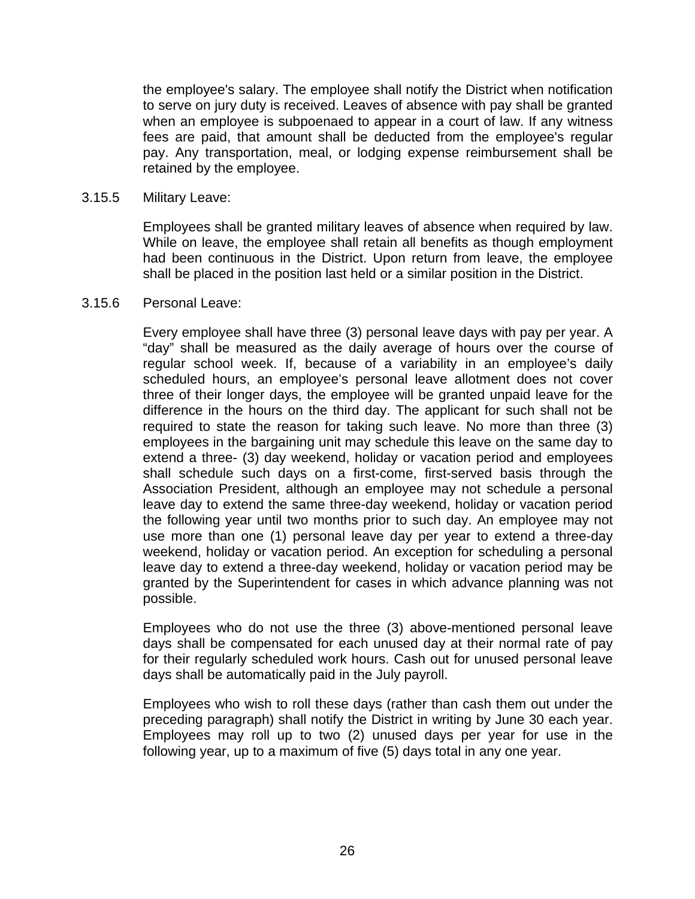the employee's salary. The employee shall notify the District when notification to serve on jury duty is received. Leaves of absence with pay shall be granted when an employee is subpoenaed to appear in a court of law. If any witness fees are paid, that amount shall be deducted from the employee's regular pay. Any transportation, meal, or lodging expense reimbursement shall be retained by the employee.

3.15.5 Military Leave:

Employees shall be granted military leaves of absence when required by law. While on leave, the employee shall retain all benefits as though employment had been continuous in the District. Upon return from leave, the employee shall be placed in the position last held or a similar position in the District.

3.15.6 Personal Leave:

Every employee shall have three (3) personal leave days with pay per year. A “day” shall be measured as the daily average of hours over the course of regular school week. If, because of a variability in an employee’s daily scheduled hours, an employee’s personal leave allotment does not cover three of their longer days, the employee will be granted unpaid leave for the difference in the hours on the third day. The applicant for such shall not be required to state the reason for taking such leave. No more than three (3) employees in the bargaining unit may schedule this leave on the same day to extend a three- (3) day weekend, holiday or vacation period and employees shall schedule such days on a first-come, first-served basis through the Association President, although an employee may not schedule a personal leave day to extend the same three-day weekend, holiday or vacation period the following year until two months prior to such day. An employee may not use more than one (1) personal leave day per year to extend a three-day weekend, holiday or vacation period. An exception for scheduling a personal leave day to extend a three-day weekend, holiday or vacation period may be granted by the Superintendent for cases in which advance planning was not possible.

Employees who do not use the three (3) above-mentioned personal leave days shall be compensated for each unused day at their normal rate of pay for their regularly scheduled work hours. Cash out for unused personal leave days shall be automatically paid in the July payroll.

Employees who wish to roll these days (rather than cash them out under the preceding paragraph) shall notify the District in writing by June 30 each year. Employees may roll up to two (2) unused days per year for use in the following year, up to a maximum of five (5) days total in any one year.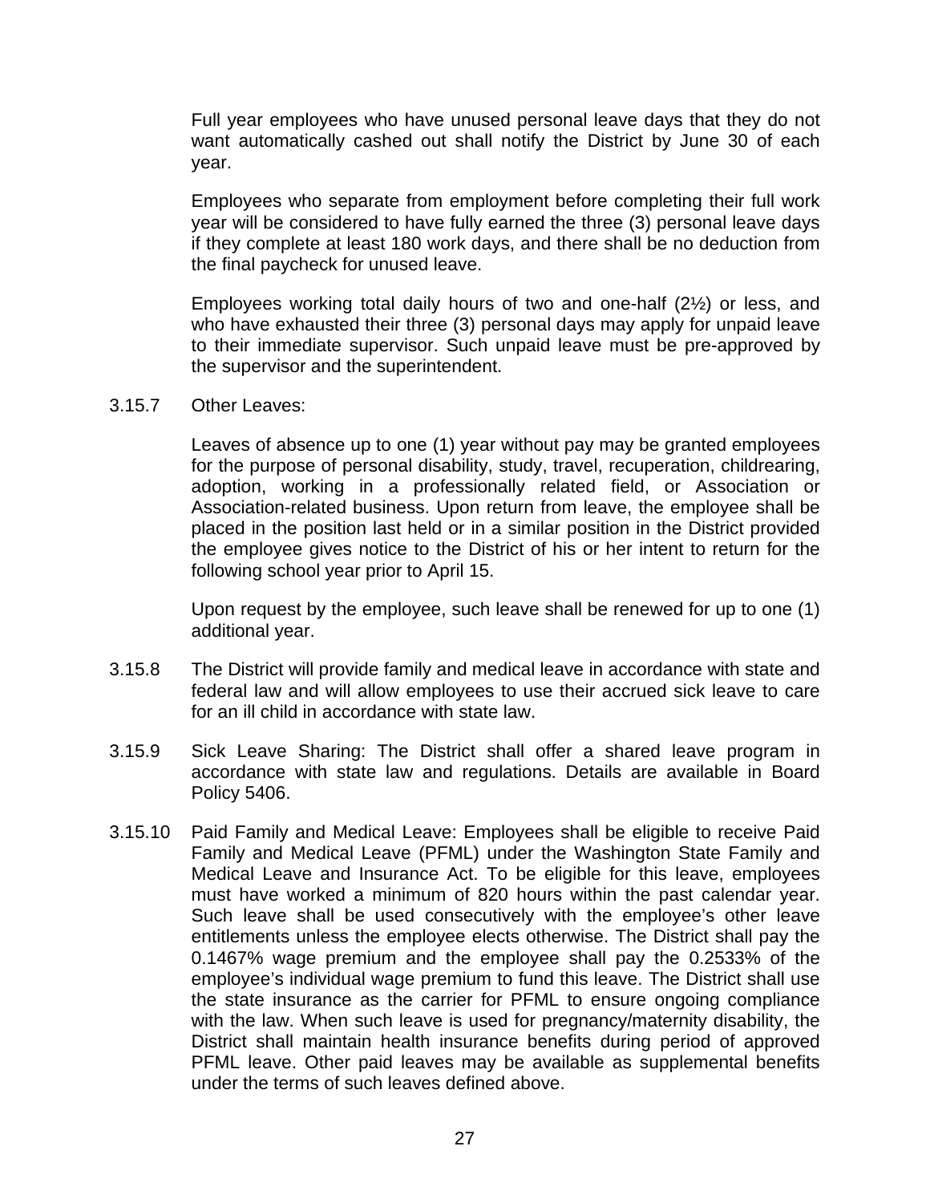Full year employees who have unused personal leave days that they do not want automatically cashed out shall notify the District by June 30 of each year.

Employees who separate from employment before completing their full work year will be considered to have fully earned the three (3) personal leave days if they complete at least 180 work days, and there shall be no deduction from the final paycheck for unused leave.

Employees working total daily hours of two and one-half (2½) or less, and who have exhausted their three (3) personal days may apply for unpaid leave to their immediate supervisor. Such unpaid leave must be pre-approved by the supervisor and the superintendent.

3.15.7 Other Leaves:

Leaves of absence up to one (1) year without pay may be granted employees for the purpose of personal disability, study, travel, recuperation, childrearing, adoption, working in a professionally related field, or Association or Association-related business. Upon return from leave, the employee shall be placed in the position last held or in a similar position in the District provided the employee gives notice to the District of his or her intent to return for the following school year prior to April 15.

Upon request by the employee, such leave shall be renewed for up to one (1) additional year.

3.15.8 The District will provide family and medical leave in accordance with state and federal law and will allow employees to use their accrued sick leave to care for an ill child in accordance with state law.

3.15.9 Sick Leave Sharing: The District shall offer a shared leave program in accordance with state law and regulations. Details are available in Board Policy 5406.

3.15.10 Paid Family and Medical Leave: Employees shall be eligible to receive Paid Family and Medical Leave (PFML) under the Washington State Family and Medical Leave and Insurance Act. To be eligible for this leave, employees must have worked a minimum of 820 hours within the past calendar year. Such leave shall be used consecutively with the employee's other leave entitlements unless the employee elects otherwise. The District shall pay the 0.1467% wage premium and the employee shall pay the 0.2533% of the employee's individual wage premium to fund this leave. The District shall use the state insurance as the carrier for PFML to ensure ongoing compliance with the law. When such leave is used for pregnancy/maternity disability, the District shall maintain health insurance benefits during period of approved PFML leave. Other paid leaves may be available as supplemental benefits under the terms of such leaves defined above.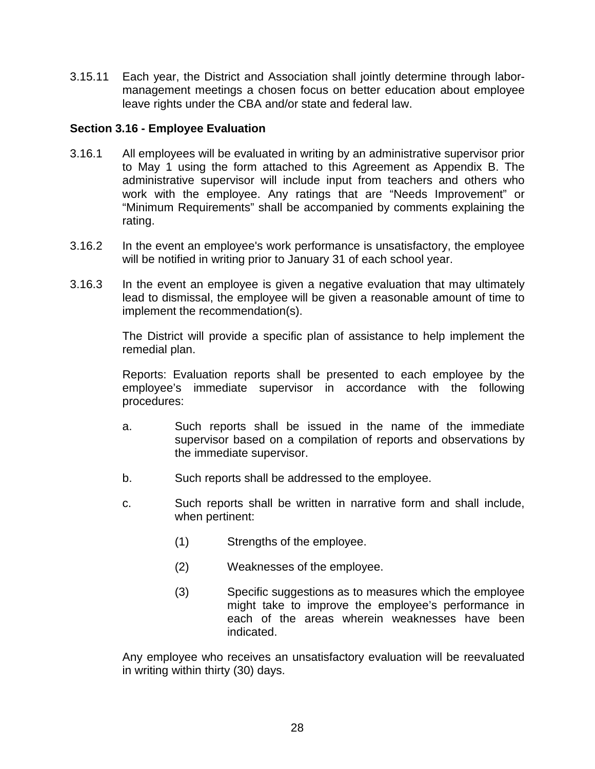3.15.11 Each year, the District and Association shall jointly determine through labor-management meetings a chosen focus on better education about employee leave rights under the CBA and/or state and federal law.

**Section 3.16 - Employee Evaluation**

3.16.1 All employees will be evaluated in writing by an administrative supervisor prior to May 1 using the form attached to this Agreement as Appendix B. The administrative supervisor will include input from teachers and others who work with the employee. Any ratings that are “Needs Improvement” or “Minimum Requirements” shall be accompanied by comments explaining the rating.

3.16.2 In the event an employee's work performance is unsatisfactory, the employee will be notified in writing prior to January 31 of each school year.

3.16.3 In the event an employee is given a negative evaluation that may ultimately lead to dismissal, the employee will be given a reasonable amount of time to implement the recommendation(s).

The District will provide a specific plan of assistance to help implement the remedial plan.

Reports: Evaluation reports shall be presented to each employee by the employee’s immediate supervisor in accordance with the following procedures:

a. Such reports shall be issued in the name of the immediate supervisor based on a compilation of reports and observations by the immediate supervisor.

b. Such reports shall be addressed to the employee.

c. Such reports shall be written in narrative form and shall include, when pertinent:

   (1) Strengths of the employee.

   (2) Weaknesses of the employee.

   (3) Specific suggestions as to measures which the employee might take to improve the employee’s performance in each of the areas wherein weaknesses have been indicated.

Any employee who receives an unsatisfactory evaluation will be reevaluated in writing within thirty (30) days.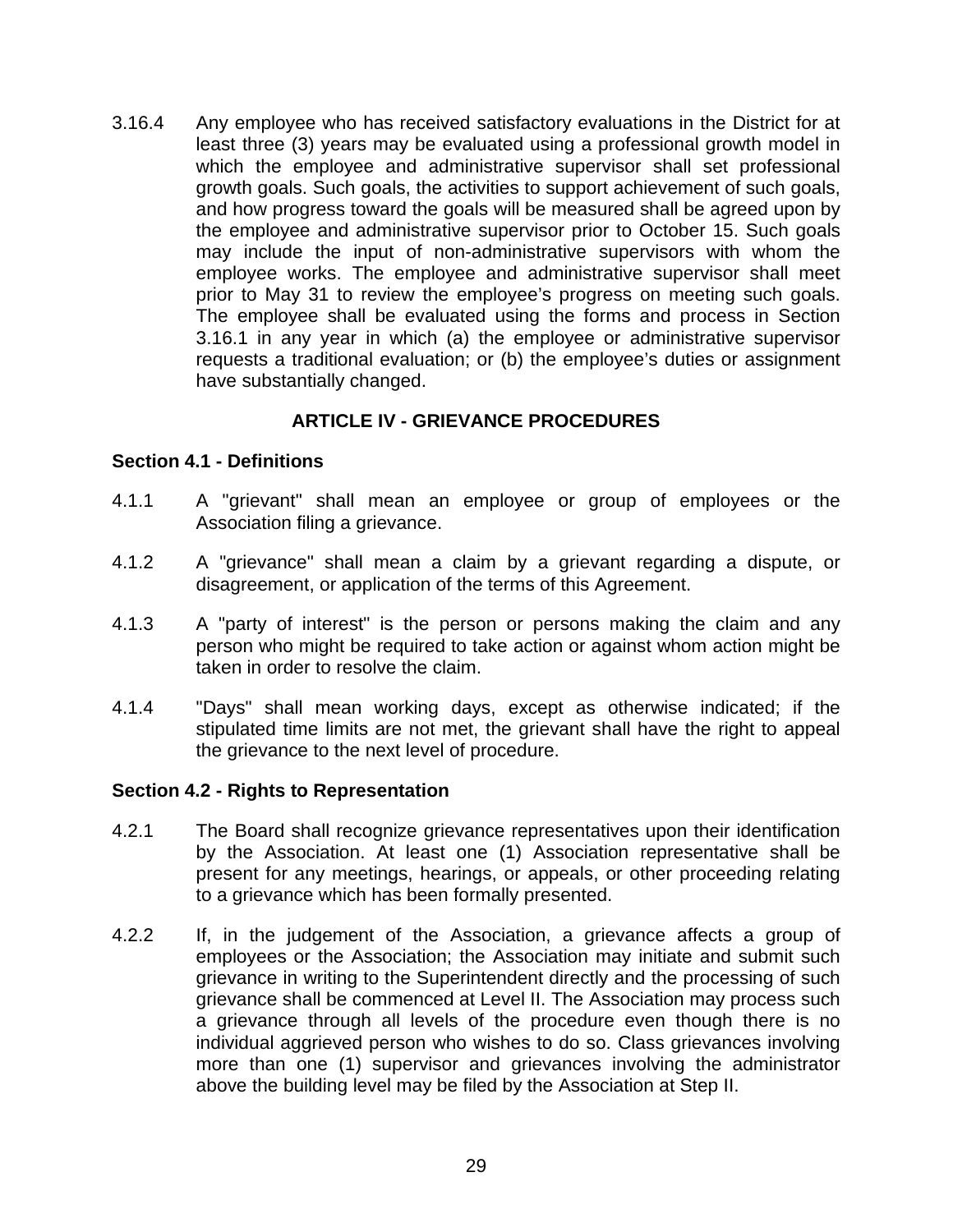3.16.4 Any employee who has received satisfactory evaluations in the District for at least three (3) years may be evaluated using a professional growth model in which the employee and administrative supervisor shall set professional growth goals. Such goals, the activities to support achievement of such goals, and how progress toward the goals will be measured shall be agreed upon by the employee and administrative supervisor prior to October 15. Such goals may include the input of non-administrative supervisors with whom the employee works. The employee and administrative supervisor shall meet prior to May 31 to review the employee's progress on meeting such goals. The employee shall be evaluated using the forms and process in Section 3.16.1 in any year in which (a) the employee or administrative supervisor requests a traditional evaluation; or (b) the employee's duties or assignment have substantially changed.

## ARTICLE IV - GRIEVANCE PROCEDURES

### Section 4.1 - Definitions

4.1.1 A "grievant" shall mean an employee or group of employees or the Association filing a grievance.

4.1.2 A "grievance" shall mean a claim by a grievant regarding a dispute, or disagreement, or application of the terms of this Agreement.

4.1.3 A "party of interest" is the person or persons making the claim and any person who might be required to take action or against whom action might be taken in order to resolve the claim.

4.1.4 "Days" shall mean working days, except as otherwise indicated; if the stipulated time limits are not met, the grievant shall have the right to appeal the grievance to the next level of procedure.

### Section 4.2 - Rights to Representation

4.2.1 The Board shall recognize grievance representatives upon their identification by the Association. At least one (1) Association representative shall be present for any meetings, hearings, or appeals, or other proceeding relating to a grievance which has been formally presented.

4.2.2 If, in the judgement of the Association, a grievance affects a group of employees or the Association; the Association may initiate and submit such grievance in writing to the Superintendent directly and the processing of such grievance shall be commenced at Level II. The Association may process such a grievance through all levels of the procedure even though there is no individual aggrieved person who wishes to do so. Class grievances involving more than one (1) supervisor and grievances involving the administrator above the building level may be filed by the Association at Step II.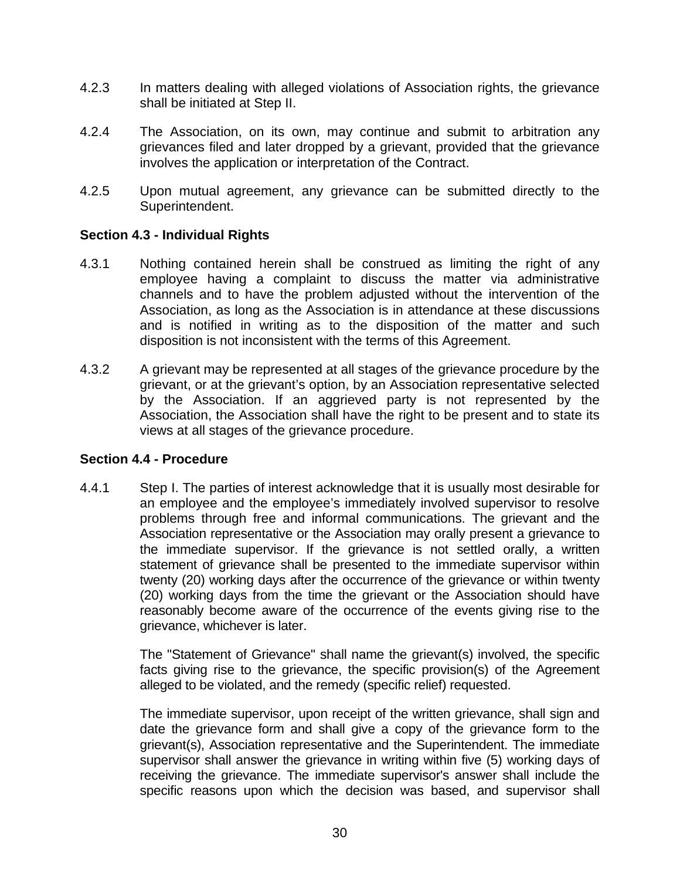4.2.3 In matters dealing with alleged violations of Association rights, the grievance shall be initiated at Step II.

4.2.4 The Association, on its own, may continue and submit to arbitration any grievances filed and later dropped by a grievant, provided that the grievance involves the application or interpretation of the Contract.

4.2.5 Upon mutual agreement, any grievance can be submitted directly to the Superintendent.

**Section 4.3 - Individual Rights**

4.3.1 Nothing contained herein shall be construed as limiting the right of any employee having a complaint to discuss the matter via administrative channels and to have the problem adjusted without the intervention of the Association, as long as the Association is in attendance at these discussions and is notified in writing as to the disposition of the matter and such disposition is not inconsistent with the terms of this Agreement.

4.3.2 A grievant may be represented at all stages of the grievance procedure by the grievant, or at the grievant's option, by an Association representative selected by the Association. If an aggrieved party is not represented by the Association, the Association shall have the right to be present and to state its views at all stages of the grievance procedure.

**Section 4.4 - Procedure**

4.4.1 Step I. The parties of interest acknowledge that it is usually most desirable for an employee and the employee's immediately involved supervisor to resolve problems through free and informal communications. The grievant and the Association representative or the Association may orally present a grievance to the immediate supervisor. If the grievance is not settled orally, a written statement of grievance shall be presented to the immediate supervisor within twenty (20) working days after the occurrence of the grievance or within twenty (20) working days from the time the grievant or the Association should have reasonably become aware of the occurrence of the events giving rise to the grievance, whichever is later.

The "Statement of Grievance" shall name the grievant(s) involved, the specific facts giving rise to the grievance, the specific provision(s) of the Agreement alleged to be violated, and the remedy (specific relief) requested.

The immediate supervisor, upon receipt of the written grievance, shall sign and date the grievance form and shall give a copy of the grievance form to the grievant(s), Association representative and the Superintendent. The immediate supervisor shall answer the grievance in writing within five (5) working days of receiving the grievance. The immediate supervisor's answer shall include the specific reasons upon which the decision was based, and supervisor shall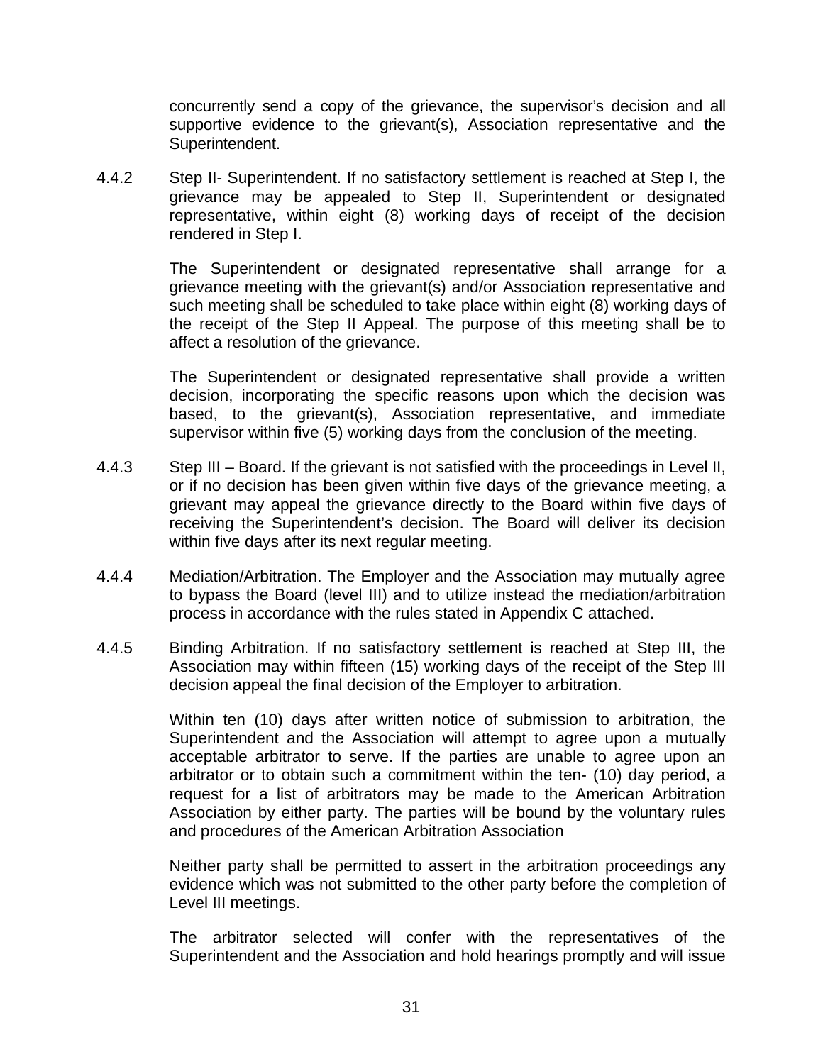concurrently send a copy of the grievance, the supervisor's decision and all supportive evidence to the grievant(s), Association representative and the Superintendent.

4.4.2 Step II- Superintendent. If no satisfactory settlement is reached at Step I, the grievance may be appealed to Step II, Superintendent or designated representative, within eight (8) working days of receipt of the decision rendered in Step I.

The Superintendent or designated representative shall arrange for a grievance meeting with the grievant(s) and/or Association representative and such meeting shall be scheduled to take place within eight (8) working days of the receipt of the Step II Appeal. The purpose of this meeting shall be to affect a resolution of the grievance.

The Superintendent or designated representative shall provide a written decision, incorporating the specific reasons upon which the decision was based, to the grievant(s), Association representative, and immediate supervisor within five (5) working days from the conclusion of the meeting.

4.4.3 Step III – Board. If the grievant is not satisfied with the proceedings in Level II, or if no decision has been given within five days of the grievance meeting, a grievant may appeal the grievance directly to the Board within five days of receiving the Superintendent's decision. The Board will deliver its decision within five days after its next regular meeting.

4.4.4 Mediation/Arbitration. The Employer and the Association may mutually agree to bypass the Board (level III) and to utilize instead the mediation/arbitration process in accordance with the rules stated in Appendix C attached.

4.4.5 Binding Arbitration. If no satisfactory settlement is reached at Step III, the Association may within fifteen (15) working days of the receipt of the Step III decision appeal the final decision of the Employer to arbitration.

Within ten (10) days after written notice of submission to arbitration, the Superintendent and the Association will attempt to agree upon a mutually acceptable arbitrator to serve. If the parties are unable to agree upon an arbitrator or to obtain such a commitment within the ten- (10) day period, a request for a list of arbitrators may be made to the American Arbitration Association by either party. The parties will be bound by the voluntary rules and procedures of the American Arbitration Association

Neither party shall be permitted to assert in the arbitration proceedings any evidence which was not submitted to the other party before the completion of Level III meetings.

The arbitrator selected will confer with the representatives of the Superintendent and the Association and hold hearings promptly and will issue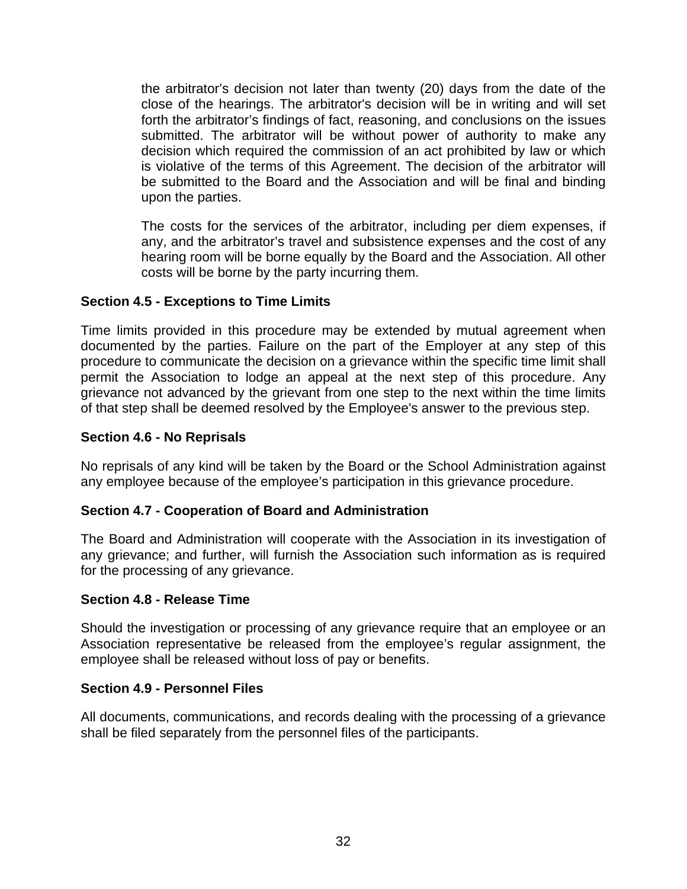the arbitrator's decision not later than twenty (20) days from the date of the close of the hearings. The arbitrator's decision will be in writing and will set forth the arbitrator's findings of fact, reasoning, and conclusions on the issues submitted. The arbitrator will be without power of authority to make any decision which required the commission of an act prohibited by law or which is violative of the terms of this Agreement. The decision of the arbitrator will be submitted to the Board and the Association and will be final and binding upon the parties.

The costs for the services of the arbitrator, including per diem expenses, if any, and the arbitrator's travel and subsistence expenses and the cost of any hearing room will be borne equally by the Board and the Association. All other costs will be borne by the party incurring them.

**Section 4.5 - Exceptions to Time Limits**

Time limits provided in this procedure may be extended by mutual agreement when documented by the parties. Failure on the part of the Employer at any step of this procedure to communicate the decision on a grievance within the specific time limit shall permit the Association to lodge an appeal at the next step of this procedure. Any grievance not advanced by the grievant from one step to the next within the time limits of that step shall be deemed resolved by the Employee's answer to the previous step.

**Section 4.6 - No Reprisals**

No reprisals of any kind will be taken by the Board or the School Administration against any employee because of the employee's participation in this grievance procedure.

**Section 4.7 - Cooperation of Board and Administration**

The Board and Administration will cooperate with the Association in its investigation of any grievance; and further, will furnish the Association such information as is required for the processing of any grievance.

**Section 4.8 - Release Time**

Should the investigation or processing of any grievance require that an employee or an Association representative be released from the employee's regular assignment, the employee shall be released without loss of pay or benefits.

**Section 4.9 - Personnel Files**

All documents, communications, and records dealing with the processing of a grievance shall be filed separately from the personnel files of the participants.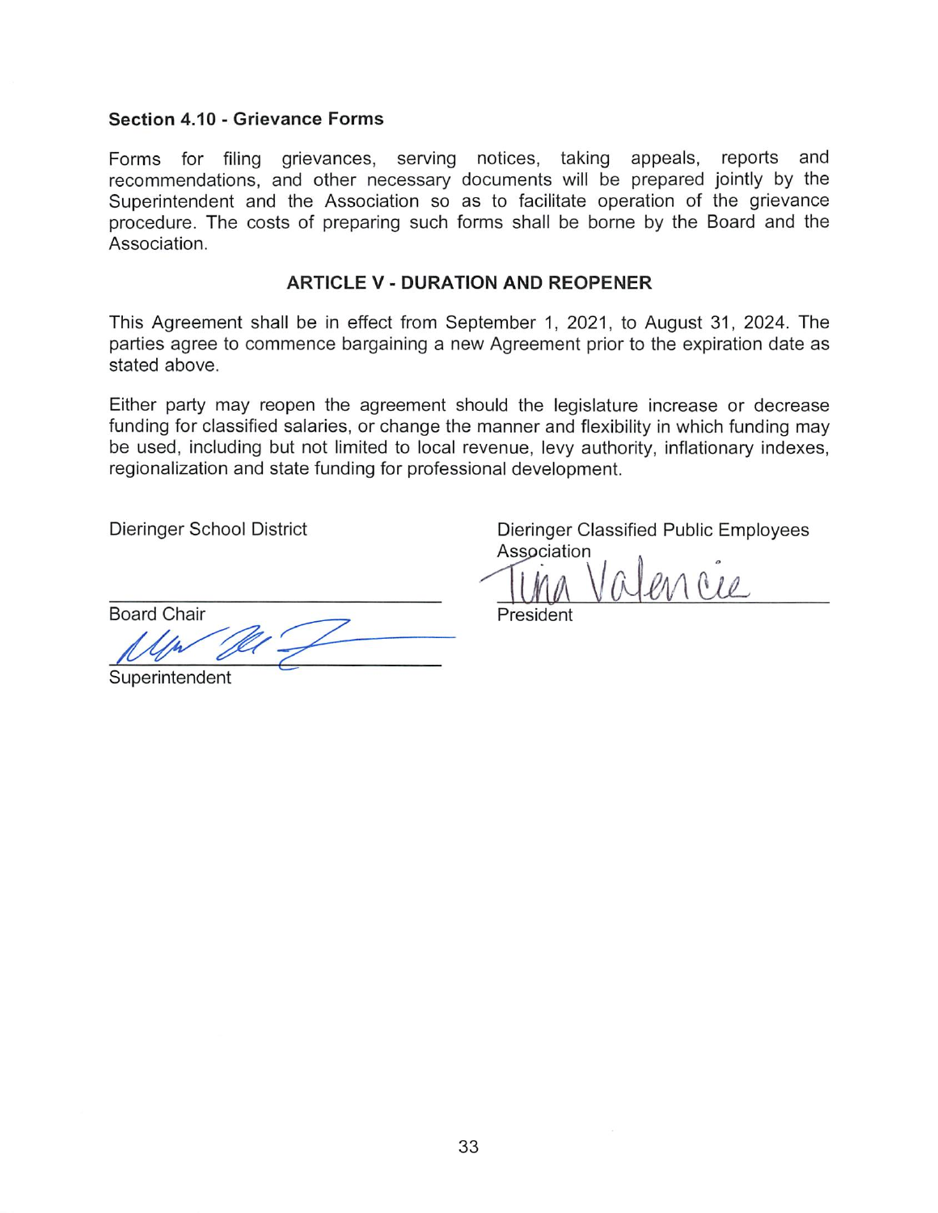### Section 4.10 - Grievance Forms

Forms for filing grievances, serving notices, taking appeals, reports and recommendations, and other necessary documents will be prepared jointly by the Superintendent and the Association so as to facilitate operation of the grievance procedure. The costs of preparing such forms shall be borne by the Board and the Association.

## ARTICLE V - DURATION AND REOPENER

This Agreement shall be in effect from September 1, 2021, to August 31, 2024. The parties agree to commence bargaining a new Agreement prior to the expiration date as stated above.

Either party may reopen the agreement should the legislature increase or decrease funding for classified salaries, or change the manner and flexibility in which funding may be used, including but not limited to local revenue, levy authority, inflationary indexes, regionalization and state funding for professional development.

Dieringer School District

Board Chair

Superintendent

Dieringer Classified Public Employees Association

Tina Valencia

President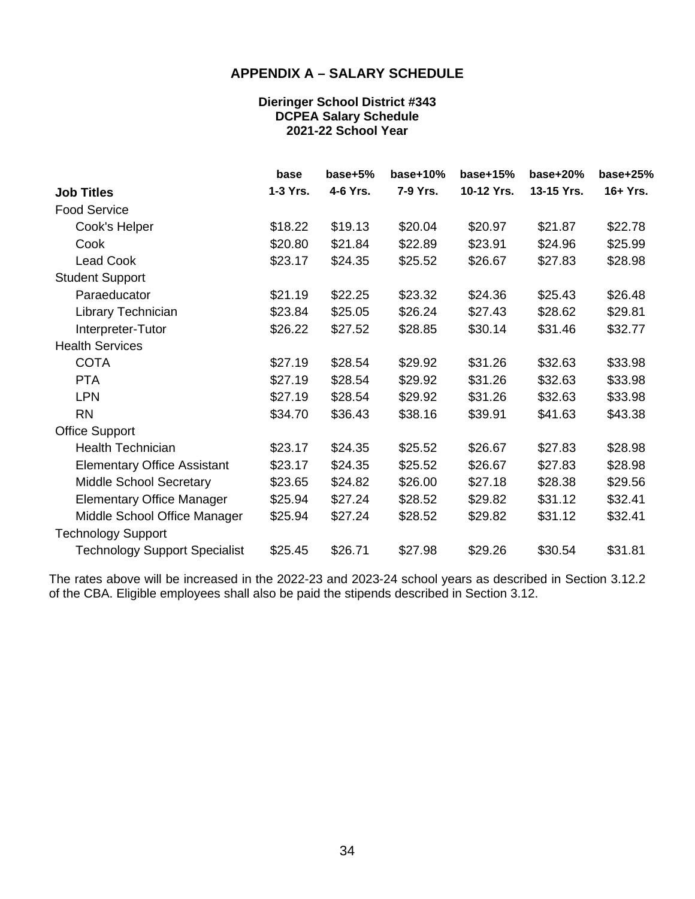## APPENDIX A – SALARY SCHEDULE

**Dieringer School District #343**
**DCPEA Salary Schedule**
**2021-22 School Year**

| **Job Titles** | **base**<br>**1-3 Yrs.** | **base+5%**<br>**4-6 Yrs.** | **base+10%**<br>**7-9 Yrs.** | **base+15%**<br>**10-12 Yrs.** | **base+20%**<br>**13-15 Yrs.** | **base+25%**<br>**16+ Yrs.** |
|---|---|---|---|---|---|---|
| Food Service | | | | | | |
| Cook's Helper | $18.22 | $19.13 | $20.04 | $20.97 | $21.87 | $22.78 |
| Cook | $20.80 | $21.84 | $22.89 | $23.91 | $24.96 | $25.99 |
| Lead Cook | $23.17 | $24.35 | $25.52 | $26.67 | $27.83 | $28.98 |
| Student Support | | | | | | |
| Paraeducator | $21.19 | $22.25 | $23.32 | $24.36 | $25.43 | $26.48 |
| Library Technician | $23.84 | $25.05 | $26.24 | $27.43 | $28.62 | $29.81 |
| Interpreter-Tutor | $26.22 | $27.52 | $28.85 | $30.14 | $31.46 | $32.77 |
| Health Services | | | | | | |
| COTA | $27.19 | $28.54 | $29.92 | $31.26 | $32.63 | $33.98 |
| PTA | $27.19 | $28.54 | $29.92 | $31.26 | $32.63 | $33.98 |
| LPN | $27.19 | $28.54 | $29.92 | $31.26 | $32.63 | $33.98 |
| RN | $34.70 | $36.43 | $38.16 | $39.91 | $41.63 | $43.38 |
| Office Support | | | | | | |
| Health Technician | $23.17 | $24.35 | $25.52 | $26.67 | $27.83 | $28.98 |
| Elementary Office Assistant | $23.17 | $24.35 | $25.52 | $26.67 | $27.83 | $28.98 |
| Middle School Secretary | $23.65 | $24.82 | $26.00 | $27.18 | $28.38 | $29.56 |
| Elementary Office Manager | $25.94 | $27.24 | $28.52 | $29.82 | $31.12 | $32.41 |
| Middle School Office Manager | $25.94 | $27.24 | $28.52 | $29.82 | $31.12 | $32.41 |
| Technology Support | | | | | | |
| Technology Support Specialist | $25.45 | $26.71 | $27.98 | $29.26 | $30.54 | $31.81 |

The rates above will be increased in the 2022-23 and 2023-24 school years as described in Section 3.12.2 of the CBA. Eligible employees shall also be paid the stipends described in Section 3.12.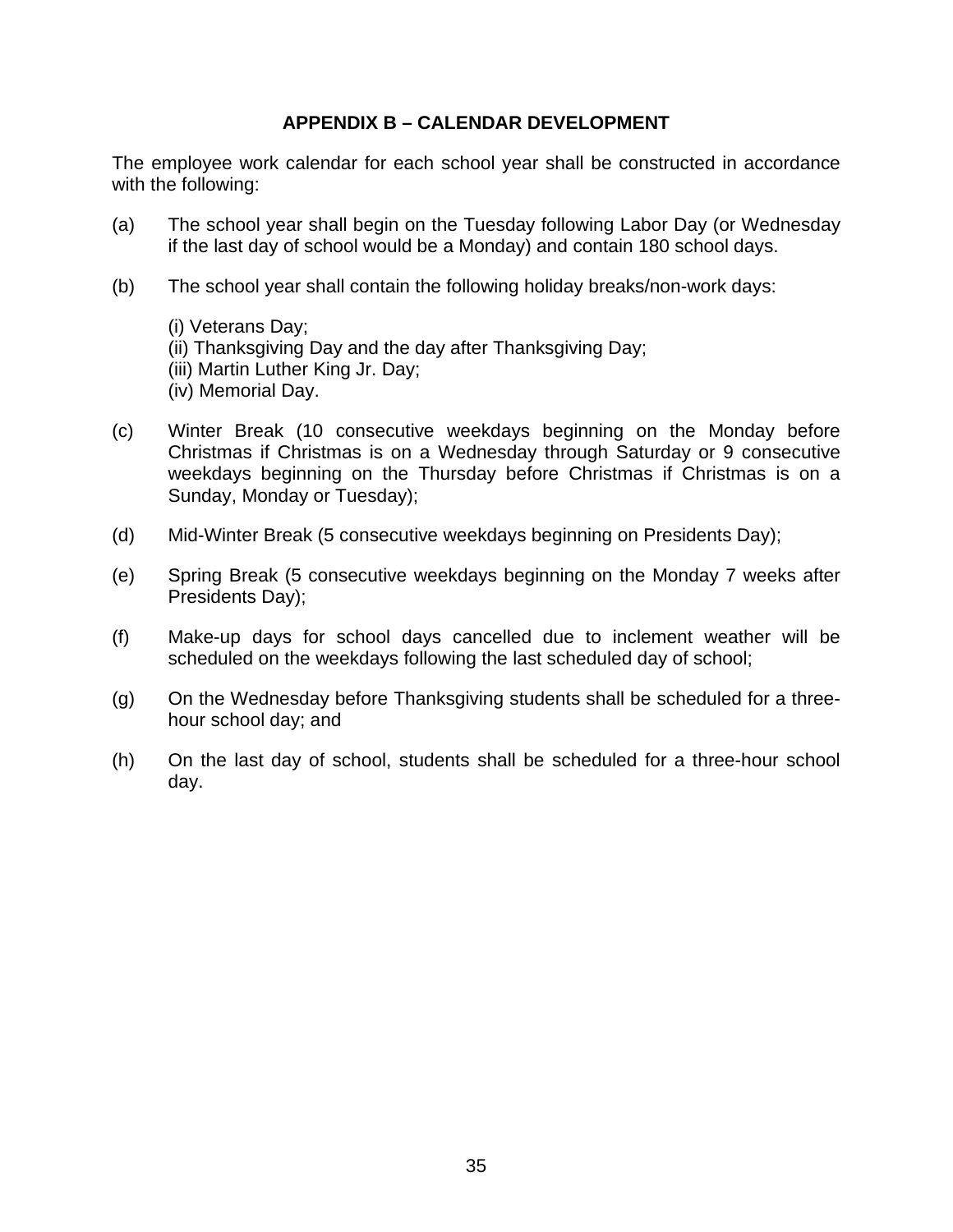## APPENDIX B – CALENDAR DEVELOPMENT

The employee work calendar for each school year shall be constructed in accordance with the following:

(a) The school year shall begin on the Tuesday following Labor Day (or Wednesday if the last day of school would be a Monday) and contain 180 school days.

(b) The school year shall contain the following holiday breaks/non-work days:

(i) Veterans Day;
(ii) Thanksgiving Day and the day after Thanksgiving Day;
(iii) Martin Luther King Jr. Day;
(iv) Memorial Day.

(c) Winter Break (10 consecutive weekdays beginning on the Monday before Christmas if Christmas is on a Wednesday through Saturday or 9 consecutive weekdays beginning on the Thursday before Christmas if Christmas is on a Sunday, Monday or Tuesday);

(d) Mid-Winter Break (5 consecutive weekdays beginning on Presidents Day);

(e) Spring Break (5 consecutive weekdays beginning on the Monday 7 weeks after Presidents Day);

(f) Make-up days for school days cancelled due to inclement weather will be scheduled on the weekdays following the last scheduled day of school;

(g) On the Wednesday before Thanksgiving students shall be scheduled for a three-hour school day; and

(h) On the last day of school, students shall be scheduled for a three-hour school day.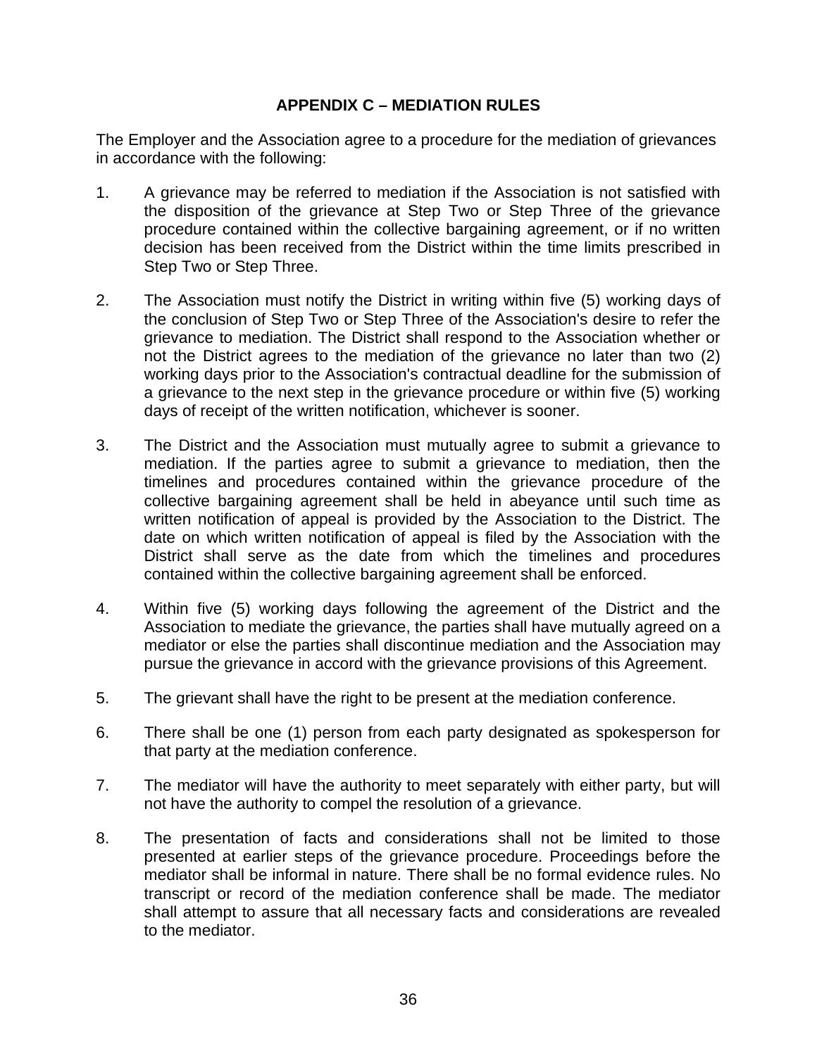## APPENDIX C – MEDIATION RULES

The Employer and the Association agree to a procedure for the mediation of grievances in accordance with the following:

1. A grievance may be referred to mediation if the Association is not satisfied with the disposition of the grievance at Step Two or Step Three of the grievance procedure contained within the collective bargaining agreement, or if no written decision has been received from the District within the time limits prescribed in Step Two or Step Three.

2. The Association must notify the District in writing within five (5) working days of the conclusion of Step Two or Step Three of the Association's desire to refer the grievance to mediation. The District shall respond to the Association whether or not the District agrees to the mediation of the grievance no later than two (2) working days prior to the Association's contractual deadline for the submission of a grievance to the next step in the grievance procedure or within five (5) working days of receipt of the written notification, whichever is sooner.

3. The District and the Association must mutually agree to submit a grievance to mediation. If the parties agree to submit a grievance to mediation, then the timelines and procedures contained within the grievance procedure of the collective bargaining agreement shall be held in abeyance until such time as written notification of appeal is provided by the Association to the District. The date on which written notification of appeal is filed by the Association with the District shall serve as the date from which the timelines and procedures contained within the collective bargaining agreement shall be enforced.

4. Within five (5) working days following the agreement of the District and the Association to mediate the grievance, the parties shall have mutually agreed on a mediator or else the parties shall discontinue mediation and the Association may pursue the grievance in accord with the grievance provisions of this Agreement.

5. The grievant shall have the right to be present at the mediation conference.

6. There shall be one (1) person from each party designated as spokesperson for that party at the mediation conference.

7. The mediator will have the authority to meet separately with either party, but will not have the authority to compel the resolution of a grievance.

8. The presentation of facts and considerations shall not be limited to those presented at earlier steps of the grievance procedure. Proceedings before the mediator shall be informal in nature. There shall be no formal evidence rules. No transcript or record of the mediation conference shall be made. The mediator shall attempt to assure that all necessary facts and considerations are revealed to the mediator.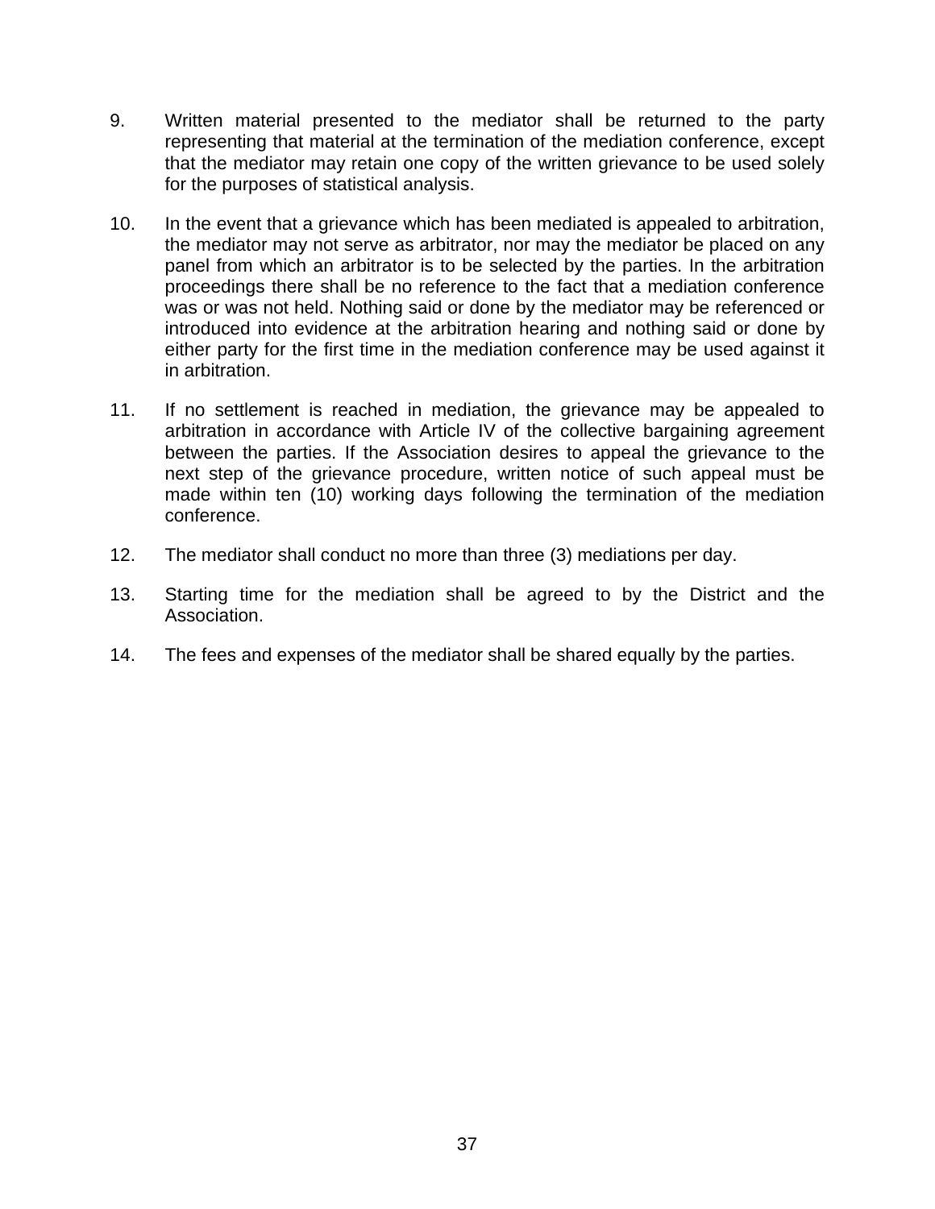9. Written material presented to the mediator shall be returned to the party representing that material at the termination of the mediation conference, except that the mediator may retain one copy of the written grievance to be used solely for the purposes of statistical analysis.

10. In the event that a grievance which has been mediated is appealed to arbitration, the mediator may not serve as arbitrator, nor may the mediator be placed on any panel from which an arbitrator is to be selected by the parties. In the arbitration proceedings there shall be no reference to the fact that a mediation conference was or was not held. Nothing said or done by the mediator may be referenced or introduced into evidence at the arbitration hearing and nothing said or done by either party for the first time in the mediation conference may be used against it in arbitration.

11. If no settlement is reached in mediation, the grievance may be appealed to arbitration in accordance with Article IV of the collective bargaining agreement between the parties. If the Association desires to appeal the grievance to the next step of the grievance procedure, written notice of such appeal must be made within ten (10) working days following the termination of the mediation conference.

12. The mediator shall conduct no more than three (3) mediations per day.

13. Starting time for the mediation shall be agreed to by the District and the Association.

14. The fees and expenses of the mediator shall be shared equally by the parties.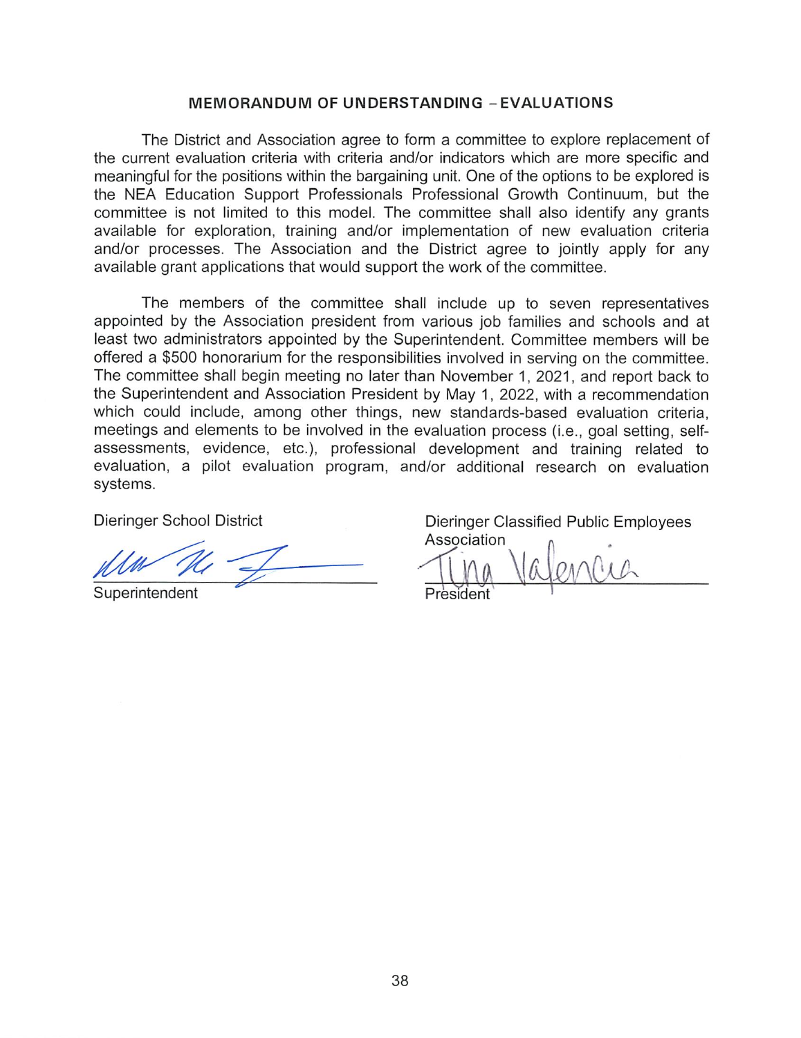## MEMORANDUM OF UNDERSTANDING – EVALUATIONS

The District and Association agree to form a committee to explore replacement of the current evaluation criteria with criteria and/or indicators which are more specific and meaningful for the positions within the bargaining unit. One of the options to be explored is the NEA Education Support Professionals Professional Growth Continuum, but the committee is not limited to this model. The committee shall also identify any grants available for exploration, training and/or implementation of new evaluation criteria and/or processes. The Association and the District agree to jointly apply for any available grant applications that would support the work of the committee.

The members of the committee shall include up to seven representatives appointed by the Association president from various job families and schools and at least two administrators appointed by the Superintendent. Committee members will be offered a $500 honorarium for the responsibilities involved in serving on the committee. The committee shall begin meeting no later than November 1, 2021, and report back to the Superintendent and Association President by May 1, 2022, with a recommendation which could include, among other things, new standards-based evaluation criteria, meetings and elements to be involved in the evaluation process (i.e., goal setting, self-assessments, evidence, etc.), professional development and training related to evaluation, a pilot evaluation program, and/or additional research on evaluation systems.

| Dieringer School District | Dieringer Classified Public Employees Association |
|---|---|
| [signature] | Tina Valencia |
| Superintendent | President |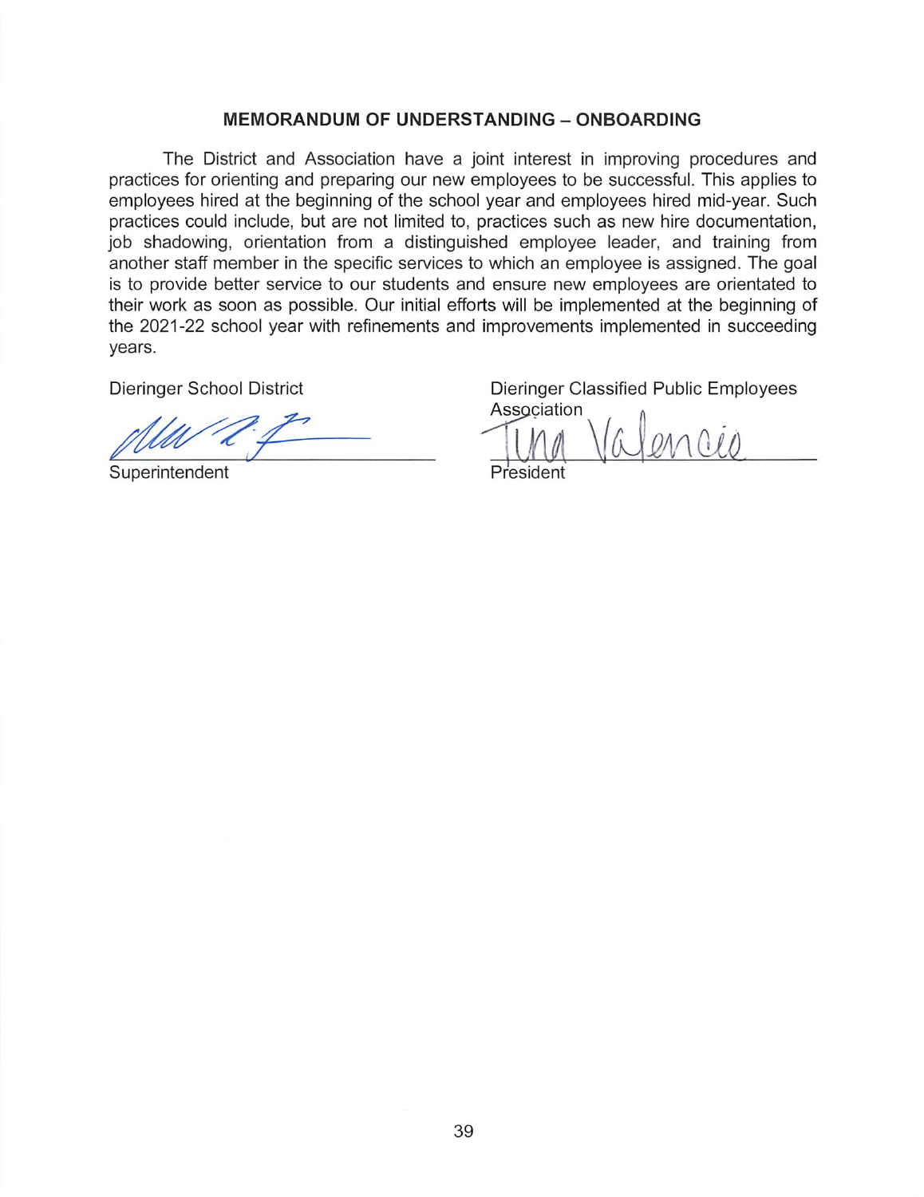## MEMORANDUM OF UNDERSTANDING – ONBOARDING

The District and Association have a joint interest in improving procedures and practices for orienting and preparing our new employees to be successful. This applies to employees hired at the beginning of the school year and employees hired mid-year. Such practices could include, but are not limited to, practices such as new hire documentation, job shadowing, orientation from a distinguished employee leader, and training from another staff member in the specific services to which an employee is assigned. The goal is to provide better service to our students and ensure new employees are orientated to their work as soon as possible. Our initial efforts will be implemented at the beginning of the 2021-22 school year with refinements and improvements implemented in succeeding years.

Dieringer School District

Superintendent

Dieringer Classified Public Employees Association

Tina Valencia

President